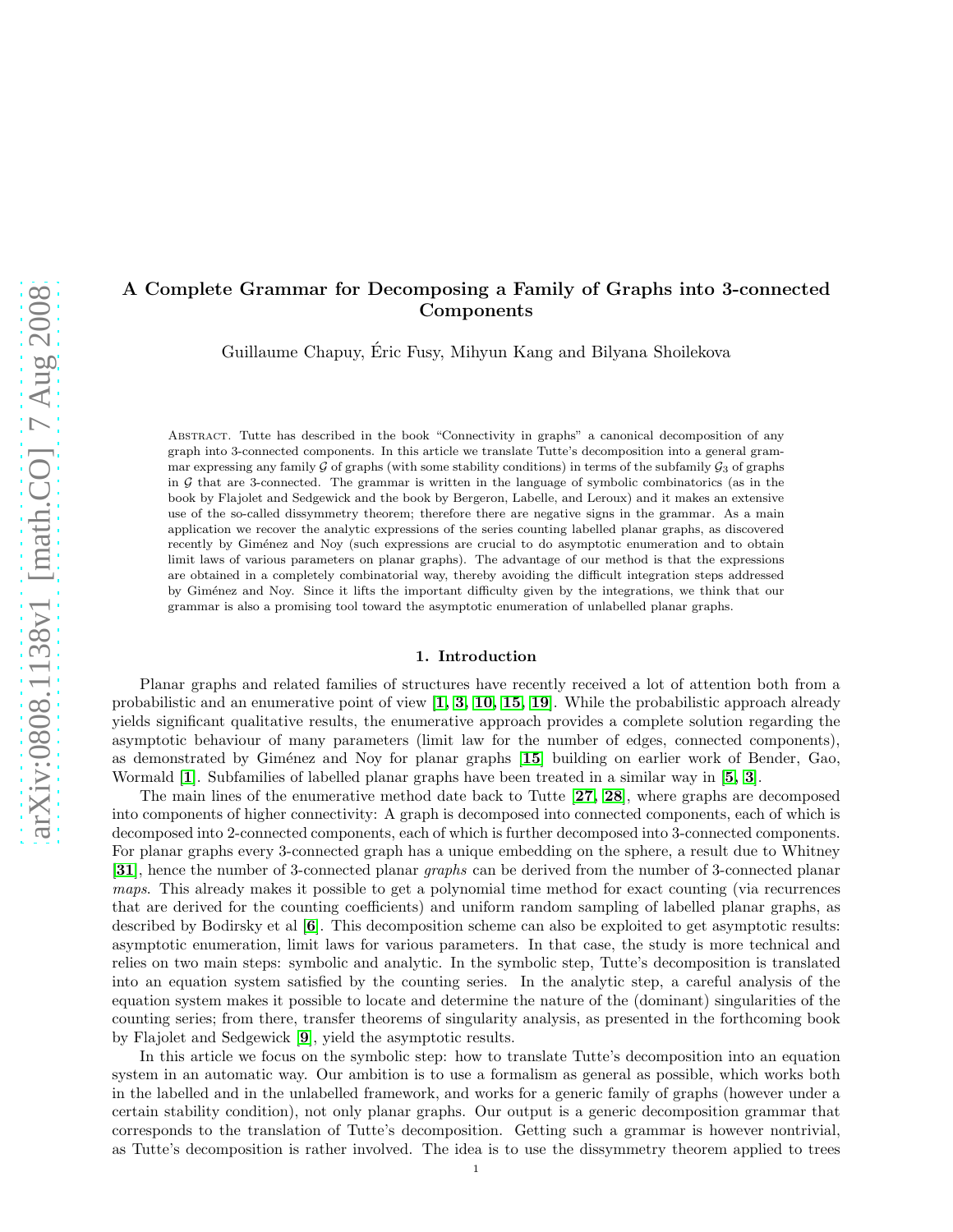# A Complete Grammar for Decomposing a Family of Graphs into 3-connected Components

Guillaume Chapuy, Éric Fusy, Mihyun Kang and Bilyana Shoilekova

Abstract. Tutte has described in the book "Connectivity in graphs" a canonical decomposition of any graph into 3-connected components. In this article we translate Tutte's decomposition into a general grammar expressing any family $\mathcal{G}$ of graphs (with some stability conditions) in terms of the subfamily $\mathcal{G}_3$ of graphs in $\mathcal{G}$ that are 3-connected. The grammar is written in the language of symbolic combinatorics (as in the book by Flajolet and Sedgewick and the book by Bergeron, Labelle, and Leroux) and it makes an extensive use of the so-called dissymmetry theorem; therefore there are negative signs in the grammar. As a main application we recover the analytic expressions of the series counting labelled planar graphs, as discovered recently by Giménez and Noy (such expressions are crucial to do asymptotic enumeration and to obtain limit laws of various parameters on planar graphs). The advantage of our method is that the expressions are obtained in a completely combinatorial way, thereby avoiding the difficult integration steps addressed by Giménez and Noy. Since it lifts the important difficulty given by the integrations, we think that our grammar is also a promising tool toward the asymptotic enumeration of unlabelled planar graphs.

## 1. Introduction

Planar graphs and related families of structures have recently received a lot of attention both from a probabilistic and an enumerative point of view [1, 3, 10, 15, 19]. While the probabilistic approach already yields significant qualitative results, the enumerative approach provides a complete solution regarding the asymptotic behaviour of many parameters (limit law for the number of edges, connected components), as demonstrated by Giménez and Noy for planar graphs [15] building on earlier work of Bender, Gao, Wormald [1]. Subfamilies of labelled planar graphs have been treated in a similar way in [5, 3].

The main lines of the enumerative method date back to Tutte [27, 28], where graphs are decomposed into components of higher connectivity: A graph is decomposed into connected components, each of which is decomposed into 2-connected components, each of which is further decomposed into 3-connected components. For planar graphs every 3-connected graph has a unique embedding on the sphere, a result due to Whitney [31], hence the number of 3-connected planar *graphs* can be derived from the number of 3-connected planar *maps*. This already makes it possible to get a polynomial time method for exact counting (via recurrences that are derived for the counting coefficients) and uniform random sampling of labelled planar graphs, as described by Bodirsky et al [6]. This decomposition scheme can also be exploited to get asymptotic results: asymptotic enumeration, limit laws for various parameters. In that case, the study is more technical and relies on two main steps: symbolic and analytic. In the symbolic step, Tutte's decomposition is translated into an equation system satisfied by the counting series. In the analytic step, a careful analysis of the equation system makes it possible to locate and determine the nature of the (dominant) singularities of the counting series; from there, transfer theorems of singularity analysis, as presented in the forthcoming book by Flajolet and Sedgewick [9], yield the asymptotic results.

In this article we focus on the symbolic step: how to translate Tutte's decomposition into an equation system in an automatic way. Our ambition is to use a formalism as general as possible, which works both in the labelled and in the unlabelled framework, and works for a generic family of graphs (however under a certain stability condition), not only planar graphs. Our output is a generic decomposition grammar that corresponds to the translation of Tutte's decomposition. Getting such a grammar is however nontrivial, as Tutte's decomposition is rather involved. The idea is to use the dissymmetry theorem applied to trees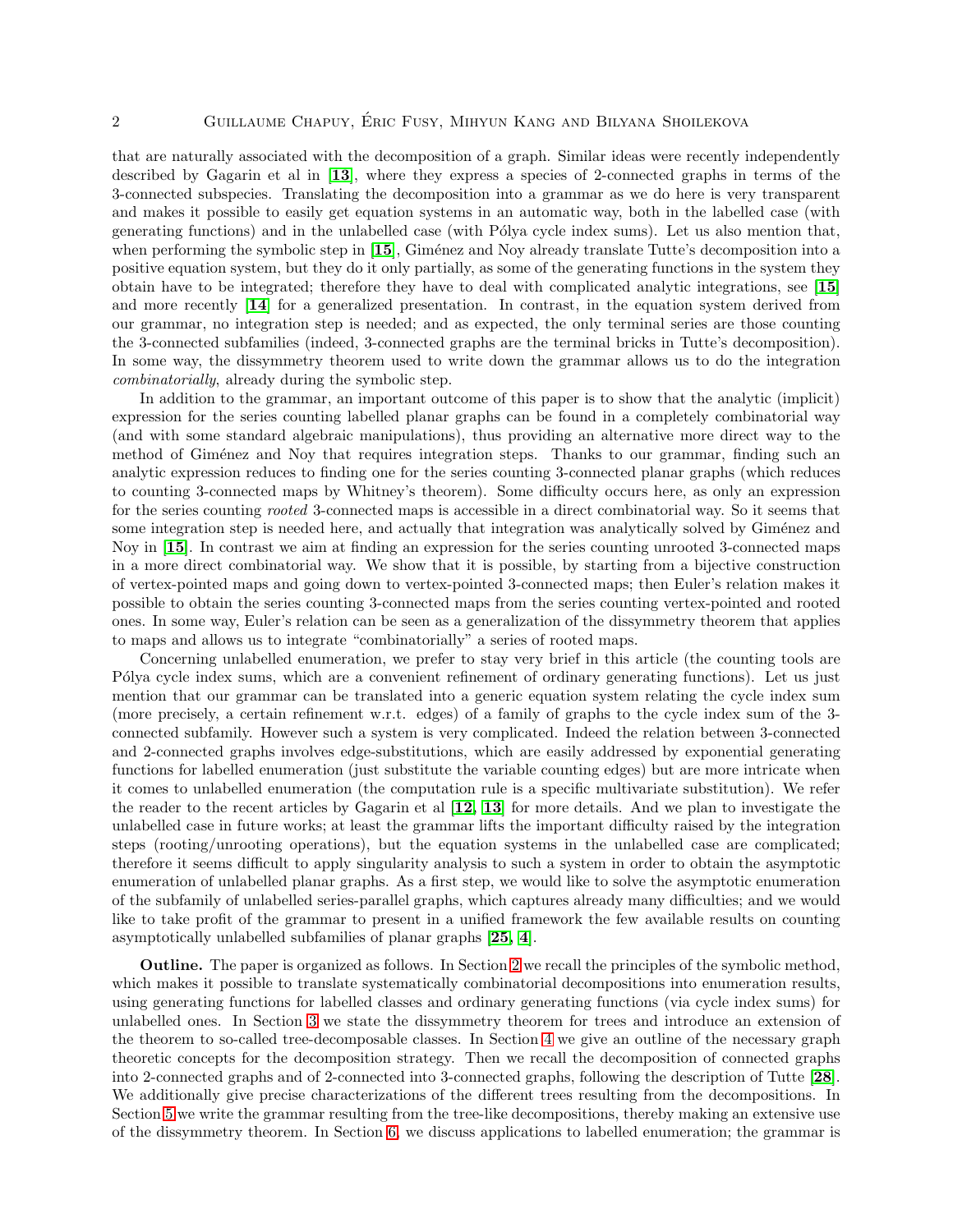that are naturally associated with the decomposition of a graph. Similar ideas were recently independently described by Gagarin et al in [**13**], where they express a species of 2-connected graphs in terms of the 3-connected subspecies. Translating the decomposition into a grammar as we do here is very transparent and makes it possible to easily get equation systems in an automatic way, both in the labelled case (with generating functions) and in the unlabelled case (with Pólya cycle index sums). Let us also mention that, when performing the symbolic step in [**15**], Giménez and Noy already translate Tutte's decomposition into a positive equation system, but they do it only partially, as some of the generating functions in the system they obtain have to be integrated; therefore they have to deal with complicated analytic integrations, see [**15**] and more recently [**14**] for a generalized presentation. In contrast, in the equation system derived from our grammar, no integration step is needed; and as expected, the only terminal series are those counting the 3-connected subfamilies (indeed, 3-connected graphs are the terminal bricks in Tutte's decomposition). In some way, the dissymmetry theorem used to write down the grammar allows us to do the integration *combinatorially*, already during the symbolic step.

In addition to the grammar, an important outcome of this paper is to show that the analytic (implicit) expression for the series counting labelled planar graphs can be found in a completely combinatorial way (and with some standard algebraic manipulations), thus providing an alternative more direct way to the method of Giménez and Noy that requires integration steps. Thanks to our grammar, finding such an analytic expression reduces to finding one for the series counting 3-connected planar graphs (which reduces to counting 3-connected maps by Whitney's theorem). Some difficulty occurs here, as only an expression for the series counting *rooted* 3-connected maps is accessible in a direct combinatorial way. So it seems that some integration step is needed here, and actually that integration was analytically solved by Giménez and Noy in [**15**]. In contrast we aim at finding an expression for the series counting unrooted 3-connected maps in a more direct combinatorial way. We show that it is possible, by starting from a bijective construction of vertex-pointed maps and going down to vertex-pointed 3-connected maps; then Euler's relation makes it possible to obtain the series counting 3-connected maps from the series counting vertex-pointed and rooted ones. In some way, Euler's relation can be seen as a generalization of the dissymmetry theorem that applies to maps and allows us to integrate "combinatorially" a series of rooted maps.

Concerning unlabelled enumeration, we prefer to stay very brief in this article (the counting tools are Pólya cycle index sums, which are a convenient refinement of ordinary generating functions). Let us just mention that our grammar can be translated into a generic equation system relating the cycle index sum (more precisely, a certain refinement w.r.t. edges) of a family of graphs to the cycle index sum of the 3-connected subfamily. However such a system is very complicated. Indeed the relation between 3-connected and 2-connected graphs involves edge-substitutions, which are easily addressed by exponential generating functions for labelled enumeration (just substitute the variable counting edges) but are more intricate when it comes to unlabelled enumeration (the computation rule is a specific multivariate substitution). We refer the reader to the recent articles by Gagarin et al [**12**, **13**] for more details. And we plan to investigate the unlabelled case in future works; at least the grammar lifts the important difficulty raised by the integration steps (rooting/unrooting operations), but the equation systems in the unlabelled case are complicated; therefore it seems difficult to apply singularity analysis to such a system in order to obtain the asymptotic enumeration of unlabelled planar graphs. As a first step, we would like to solve the asymptotic enumeration of the subfamily of unlabelled series-parallel graphs, which captures already many difficulties; and we would like to take profit of the grammar to present in a unified framework the few available results on counting asymptotically unlabelled subfamilies of planar graphs [**25**, **4**].

**Outline.** The paper is organized as follows. In Section 2 we recall the principles of the symbolic method, which makes it possible to translate systematically combinatorial decompositions into enumeration results, using generating functions for labelled classes and ordinary generating functions (via cycle index sums) for unlabelled ones. In Section 3 we state the dissymmetry theorem for trees and introduce an extension of the theorem to so-called tree-decomposable classes. In Section 4 we give an outline of the necessary graph theoretic concepts for the decomposition strategy. Then we recall the decomposition of connected graphs into 2-connected graphs and of 2-connected into 3-connected graphs, following the description of Tutte [**28**]. We additionally give precise characterizations of the different trees resulting from the decompositions. In Section 5 we write the grammar resulting from the tree-like decompositions, thereby making an extensive use of the dissymmetry theorem. In Section 6, we discuss applications to labelled enumeration; the grammar is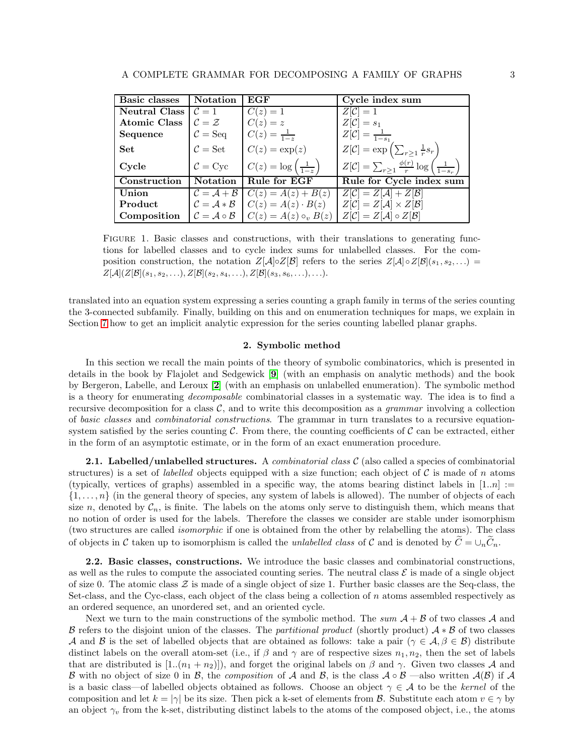| **Basic classes** | **Notation** | **EGF** | **Cycle index sum** |
|---|---|---|---|
| **Neutral Class** | $\mathcal{C} = 1$ | $C(z) = 1$ | $Z[\mathcal{C}] = 1$ |
| **Atomic Class** | $\mathcal{C} = \mathcal{Z}$ | $C(z) = z$ | $Z[\mathcal{C}] = s_1$ |
| **Sequence** | $\mathcal{C} = \text{Seq}$ | $C(z) = \frac{1}{1-z}$ | $Z[\mathcal{C}] = \frac{1}{1-s_1}$ |
| **Set** | $\mathcal{C} = \text{Set}$ | $C(z) = \exp(z)$ | $Z[\mathcal{C}] = \exp\left(\sum_{r\geq 1} \frac{1}{r} s_r\right)$ |
| **Cycle** | $\mathcal{C} = \text{Cyc}$ | $C(z) = \log\left(\frac{1}{1-z}\right)$ | $Z[\mathcal{C}] = \sum_{r\geq 1} \frac{\phi(r)}{r} \log\left(\frac{1}{1-s_r}\right)$ |
| **Construction** | **Notation** | **Rule for EGF** | **Rule for Cycle index sum** |
| **Union** | $\mathcal{C} = \mathcal{A} + \mathcal{B}$ | $C(z) = A(z) + B(z)$ | $Z[\mathcal{C}] = Z[\mathcal{A}] + Z[\mathcal{B}]$ |
| **Product** | $\mathcal{C} = \mathcal{A} * \mathcal{B}$ | $C(z) = A(z) \cdot B(z)$ | $Z[\mathcal{C}] = Z[\mathcal{A}] \times Z[\mathcal{B}]$ |
| **Composition** | $\mathcal{C} = \mathcal{A} \circ \mathcal{B}$ | $C(z) = A(z) \circ_v B(z)$ | $Z[\mathcal{C}] = Z[\mathcal{A}] \circ Z[\mathcal{B}]$ |

Figure 1. Basic classes and constructions, with their translations to generating functions for labelled classes and to cycle index sums for unlabelled classes. For the composition construction, the notation $Z[\mathcal{A}] \circ Z[\mathcal{B}]$ refers to the series $Z[\mathcal{A}] \circ Z[\mathcal{B}](s_1, s_2, \ldots) = Z[\mathcal{A}](Z[\mathcal{B}](s_1, s_2, \ldots), Z[\mathcal{B}](s_2, s_4, \ldots), Z[\mathcal{B}](s_3, s_6, \ldots), \ldots)$.

translated into an equation system expressing a series counting a graph family in terms of the series counting the 3-connected subfamily. Finally, building on this and on enumeration techniques for maps, we explain in Section 7 how to get an implicit analytic expression for the series counting labelled planar graphs.

## 2. Symbolic method

In this section we recall the main points of the theory of symbolic combinatorics, which is presented in details in the book by Flajolet and Sedgewick [9] (with an emphasis on analytic methods) and the book by Bergeron, Labelle, and Leroux [2] (with an emphasis on unlabelled enumeration). The symbolic method is a theory for enumerating *decomposable* combinatorial classes in a systematic way. The idea is to find a recursive decomposition for a class $\mathcal{C}$, and to write this decomposition as a *grammar* involving a collection of *basic classes* and *combinatorial constructions*. The grammar in turn translates to a recursive equation-system satisfied by the series counting $\mathcal{C}$. From there, the counting coefficients of $\mathcal{C}$ can be extracted, either in the form of an asymptotic estimate, or in the form of an exact enumeration procedure.

**2.1. Labelled/unlabelled structures.** A *combinatorial class* $\mathcal{C}$ (also called a species of combinatorial structures) is a set of *labelled* objects equipped with a size function; each object of $\mathcal{C}$ is made of $n$ atoms (typically, vertices of graphs) assembled in a specific way, the atoms bearing distinct labels in $[1..n] := \{1, \ldots, n\}$ (in the general theory of species, any system of labels is allowed). The number of objects of each size $n$, denoted by $\mathcal{C}_n$, is finite. The labels on the atoms only serve to distinguish them, which means that no notion of order is used for the labels. Therefore the classes we consider are stable under isomorphism (two structures are called *isomorphic* if one is obtained from the other by relabelling the atoms). The class of objects in $\mathcal{C}$ taken up to isomorphism is called the *unlabelled class* of $\mathcal{C}$ and is denoted by $\widetilde{C} = \cup_n \widetilde{C}_n$.

**2.2. Basic classes, constructions.** We introduce the basic classes and combinatorial constructions, as well as the rules to compute the associated counting series. The neutral class $\mathcal{E}$ is made of a single object of size 0. The atomic class $\mathcal{Z}$ is made of a single object of size 1. Further basic classes are the Seq-class, the Set-class, and the Cyc-class, each object of the class being a collection of $n$ atoms assembled respectively as an ordered sequence, an unordered set, and an oriented cycle.

Next we turn to the main constructions of the symbolic method. The *sum* $\mathcal{A} + \mathcal{B}$ of two classes $\mathcal{A}$ and $\mathcal{B}$ refers to the disjoint union of the classes. The *partitional product* (shortly product) $\mathcal{A} * \mathcal{B}$ of two classes $\mathcal{A}$ and $\mathcal{B}$ is the set of labelled objects that are obtained as follows: take a pair ($\gamma \in \mathcal{A}, \beta \in \mathcal{B}$) distribute distinct labels on the overall atom-set (i.e., if $\beta$ and $\gamma$ are of respective sizes $n_1, n_2$, then the set of labels that are distributed is $[1..(n_1 + n_2)]$), and forget the original labels on $\beta$ and $\gamma$. Given two classes $\mathcal{A}$ and $\mathcal{B}$ with no object of size 0 in $\mathcal{B}$, the *composition* of $\mathcal{A}$ and $\mathcal{B}$, is the class $\mathcal{A} \circ \mathcal{B}$ —also written $\mathcal{A}(\mathcal{B})$ if $\mathcal{A}$ is a basic class—of labelled objects obtained as follows. Choose an object $\gamma \in \mathcal{A}$ to be the *kernel* of the composition and let $k = |\gamma|$ be its size. Then pick a k-set of elements from $\mathcal{B}$. Substitute each atom $v \in \gamma$ by an object $\gamma_v$ from the k-set, distributing distinct labels to the atoms of the composed object, i.e., the atoms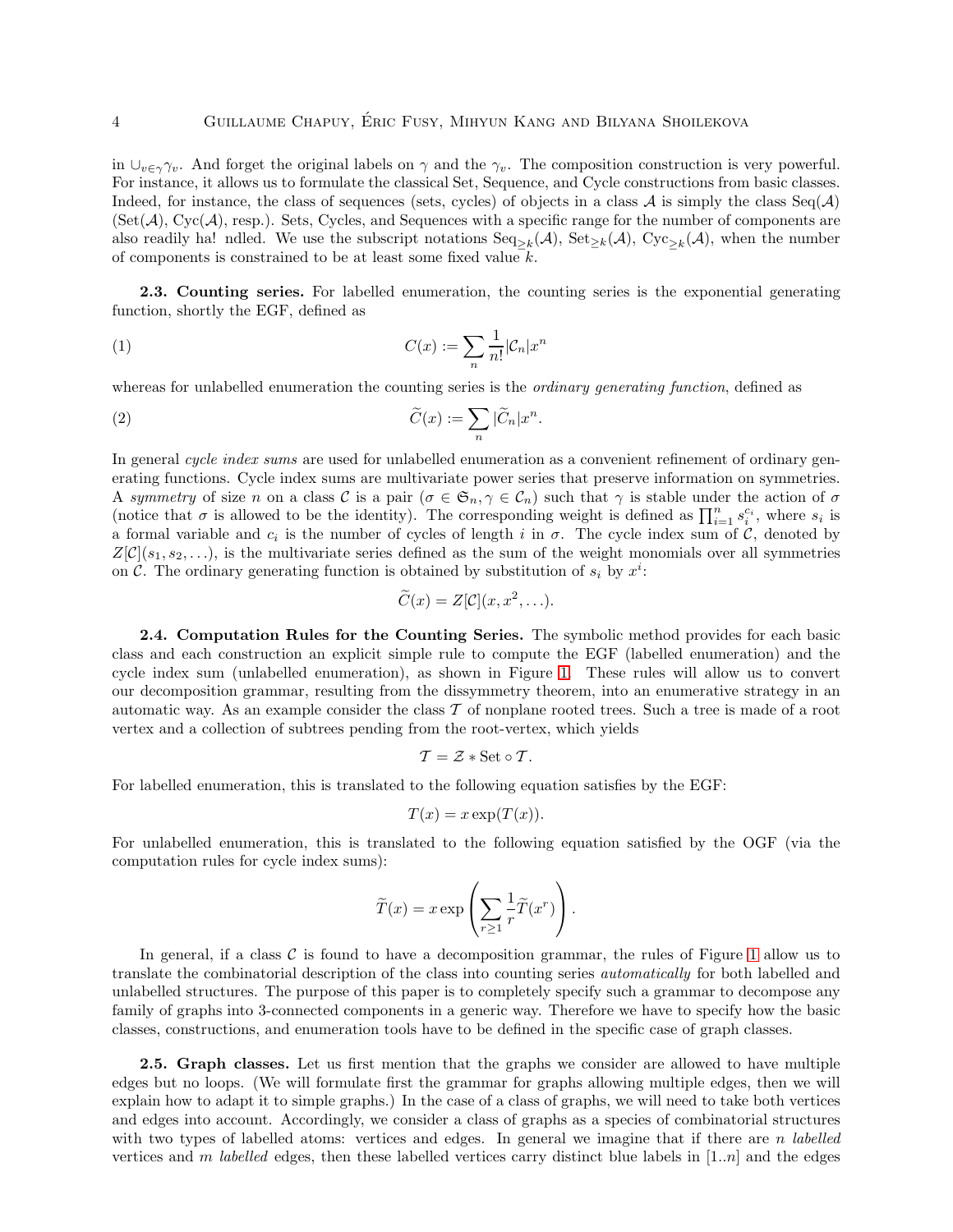in $\cup_{v\in\gamma}\gamma_v$. And forget the original labels on $\gamma$ and the $\gamma_v$. The composition construction is very powerful. For instance, it allows us to formulate the classical Set, Sequence, and Cycle constructions from basic classes. Indeed, for instance, the class of sequences (sets, cycles) of objects in a class $\mathcal{A}$ is simply the class $\mathrm{Seq}(\mathcal{A})$ ($\mathrm{Set}(\mathcal{A})$, $\mathrm{Cyc}(\mathcal{A})$, resp.). Sets, Cycles, and Sequences with a specific range for the number of components are also readily ha! ndled. We use the subscript notations $\mathrm{Seq}_{\geq k}(\mathcal{A})$, $\mathrm{Set}_{\geq k}(\mathcal{A})$, $\mathrm{Cyc}_{\geq k}(\mathcal{A})$, when the number of components is constrained to be at least some fixed value $k$.

**2.3. Counting series.** For labelled enumeration, the counting series is the exponential generating function, shortly the EGF, defined as

$$C(x) := \sum_n \frac{1}{n!}|\mathcal{C}_n|x^n \tag{1}$$

whereas for unlabelled enumeration the counting series is the *ordinary generating function*, defined as

$$\widetilde{C}(x) := \sum_n |\widetilde{C}_n|x^n. \tag{2}$$

In general *cycle index sums* are used for unlabelled enumeration as a convenient refinement of ordinary generating functions. Cycle index sums are multivariate power series that preserve information on symmetries. A *symmetry* of size $n$ on a class $\mathcal{C}$ is a pair ($\sigma \in \mathfrak{S}_n, \gamma \in \mathcal{C}_n$) such that $\gamma$ is stable under the action of $\sigma$ (notice that $\sigma$ is allowed to be the identity). The corresponding weight is defined as $\prod_{i=1}^n s_i^{c_i}$, where $s_i$ is a formal variable and $c_i$ is the number of cycles of length $i$ in $\sigma$. The cycle index sum of $\mathcal{C}$, denoted by $Z[\mathcal{C}](s_1, s_2, \ldots)$, is the multivariate series defined as the sum of the weight monomials over all symmetries on $\mathcal{C}$. The ordinary generating function is obtained by substitution of $s_i$ by $x^i$:

$$\widetilde{C}(x) = Z[\mathcal{C}](x, x^2, \ldots).$$

**2.4. Computation Rules for the Counting Series.** The symbolic method provides for each basic class and each construction an explicit simple rule to compute the EGF (labelled enumeration) and the cycle index sum (unlabelled enumeration), as shown in Figure 1. These rules will allow us to convert our decomposition grammar, resulting from the dissymmetry theorem, into an enumerative strategy in an automatic way. As an example consider the class $\mathcal{T}$ of nonplane rooted trees. Such a tree is made of a root vertex and a collection of subtrees pending from the root-vertex, which yields

$$\mathcal{T} = \mathcal{Z} * \mathrm{Set} \circ \mathcal{T}.$$

For labelled enumeration, this is translated to the following equation satisfies by the EGF:

$$T(x) = x\exp(T(x)).$$

For unlabelled enumeration, this is translated to the following equation satisfied by the OGF (via the computation rules for cycle index sums):

$$\widetilde{T}(x) = x\exp\left(\sum_{r\geq 1}\frac{1}{r}\widetilde{T}(x^r)\right).$$

In general, if a class $\mathcal{C}$ is found to have a decomposition grammar, the rules of Figure 1 allow us to translate the combinatorial description of the class into counting series *automatically* for both labelled and unlabelled structures. The purpose of this paper is to completely specify such a grammar to decompose any family of graphs into 3-connected components in a generic way. Therefore we have to specify how the basic classes, constructions, and enumeration tools have to be defined in the specific case of graph classes.

**2.5. Graph classes.** Let us first mention that the graphs we consider are allowed to have multiple edges but no loops. (We will formulate first the grammar for graphs allowing multiple edges, then we will explain how to adapt it to simple graphs.) In the case of a class of graphs, we will need to take both vertices and edges into account. Accordingly, we consider a class of graphs as a species of combinatorial structures with two types of labelled atoms: vertices and edges. In general we imagine that if there are $n$ *labelled* vertices and $m$ *labelled* edges, then these labelled vertices carry distinct blue labels in $[1..n]$ and the edges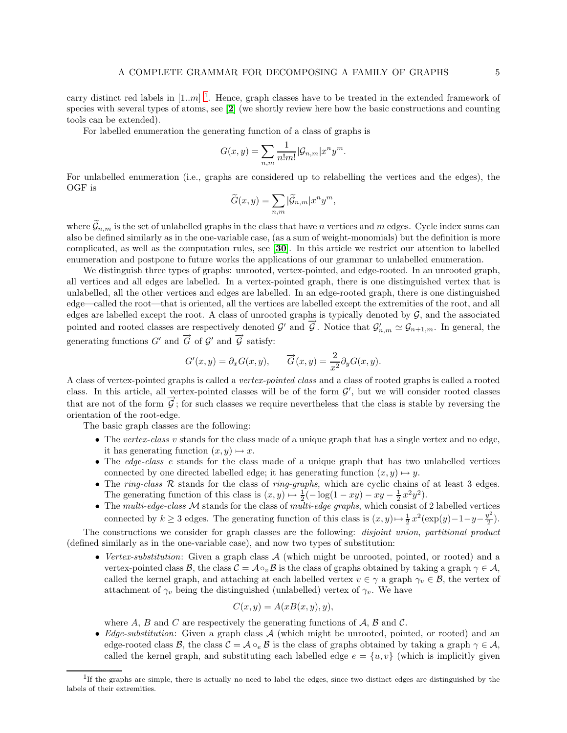carry distinct red labels in $[1..m]$ [1]. Hence, graph classes have to be treated in the extended framework of species with several types of atoms, see [2] (we shortly review here how the basic constructions and counting tools can be extended).

For labelled enumeration the generating function of a class of graphs is

$$G(x,y) = \sum_{n,m} \frac{1}{n!m!} |\mathcal{G}_{n,m}| x^n y^m.$$

For unlabelled enumeration (i.e., graphs are considered up to relabelling the vertices and the edges), the OGF is

$$\widetilde{G}(x,y) = \sum_{n,m} |\widetilde{\mathcal{G}}_{n,m}| x^n y^m,$$

where $\widetilde{\mathcal{G}}_{n,m}$ is the set of unlabelled graphs in the class that have $n$ vertices and $m$ edges. Cycle index sums can also be defined similarly as in the one-variable case, (as a sum of weight-monomials) but the definition is more complicated, as well as the computation rules, see [30]. In this article we restrict our attention to labelled enumeration and postpone to future works the applications of our grammar to unlabelled enumeration.

We distinguish three types of graphs: unrooted, vertex-pointed, and edge-rooted. In an unrooted graph, all vertices and all edges are labelled. In a vertex-pointed graph, there is one distinguished vertex that is unlabelled, all the other vertices and edges are labelled. In an edge-rooted graph, there is one distinguished edge—called the root—that is oriented, all the vertices are labelled except the extremities of the root, and all edges are labelled except the root. A class of unrooted graphs is typically denoted by $\mathcal{G}$, and the associated pointed and rooted classes are respectively denoted $\mathcal{G}'$ and $\overrightarrow{\mathcal{G}}$. Notice that $\mathcal{G}'_{n,m} \simeq \mathcal{G}_{n+1,m}$. In general, the generating functions $G'$ and $\overrightarrow{G}$ of $\mathcal{G}'$ and $\overrightarrow{\mathcal{G}}$ satisfy:

$$G'(x,y) = \partial_x G(x,y), \qquad \overrightarrow{G}(x,y) = \frac{2}{x^2} \partial_y G(x,y).$$

A class of vertex-pointed graphs is called a *vertex-pointed class* and a class of rooted graphs is called a rooted class. In this article, all vertex-pointed classes will be of the form $\mathcal{G}'$, but we will consider rooted classes that are not of the form $\overrightarrow{\mathcal{G}}$; for such classes we require nevertheless that the class is stable by reversing the orientation of the root-edge.

The basic graph classes are the following:

- The *vertex-class* $v$ stands for the class made of a unique graph that has a single vertex and no edge, it has generating function $(x,y) \mapsto x$.
- The *edge-class* $e$ stands for the class made of a unique graph that has two unlabelled vertices connected by one directed labelled edge; it has generating function $(x,y) \mapsto y$.
- The *ring-class* $\mathcal{R}$ stands for the class of *ring-graphs*, which are cyclic chains of at least 3 edges. The generating function of this class is $(x,y) \mapsto \frac{1}{2}(-\log(1-xy) - xy - \frac{1}{2}x^2y^2)$.
- The *multi-edge-class* $\mathcal{M}$ stands for the class of *multi-edge graphs*, which consist of 2 labelled vertices connected by $k \geq 3$ edges. The generating function of this class is $(x,y) \mapsto \frac{1}{2}x^2(\exp(y) - 1 - y - \frac{y^2}{2})$.

The constructions we consider for graph classes are the following: *disjoint union*, *partitional product* (defined similarly as in the one-variable case), and now two types of substitution:

- *Vertex-substitution*: Given a graph class $\mathcal{A}$ (which might be unrooted, pointed, or rooted) and a vertex-pointed class $\mathcal{B}$, the class $\mathcal{C} = \mathcal{A} \circ_v \mathcal{B}$ is the class of graphs obtained by taking a graph $\gamma \in \mathcal{A}$, called the kernel graph, and attaching at each labelled vertex $v \in \gamma$ a graph $\gamma_v \in \mathcal{B}$, the vertex of attachment of $\gamma_v$ being the distinguished (unlabelled) vertex of $\gamma_v$. We have

$$C(x,y) = A(xB(x,y), y),$$

where $A$, $B$ and $C$ are respectively the generating functions of $\mathcal{A}$, $\mathcal{B}$ and $\mathcal{C}$.

- *Edge-substitution*: Given a graph class $\mathcal{A}$ (which might be unrooted, pointed, or rooted) and an edge-rooted class $\mathcal{B}$, the class $\mathcal{C} = \mathcal{A} \circ_e \mathcal{B}$ is the class of graphs obtained by taking a graph $\gamma \in \mathcal{A}$, called the kernel graph, and substituting each labelled edge $e = \{u,v\}$ (which is implicitly given

[1] If the graphs are simple, there is actually no need to label the edges, since two distinct edges are distinguished by the labels of their extremities.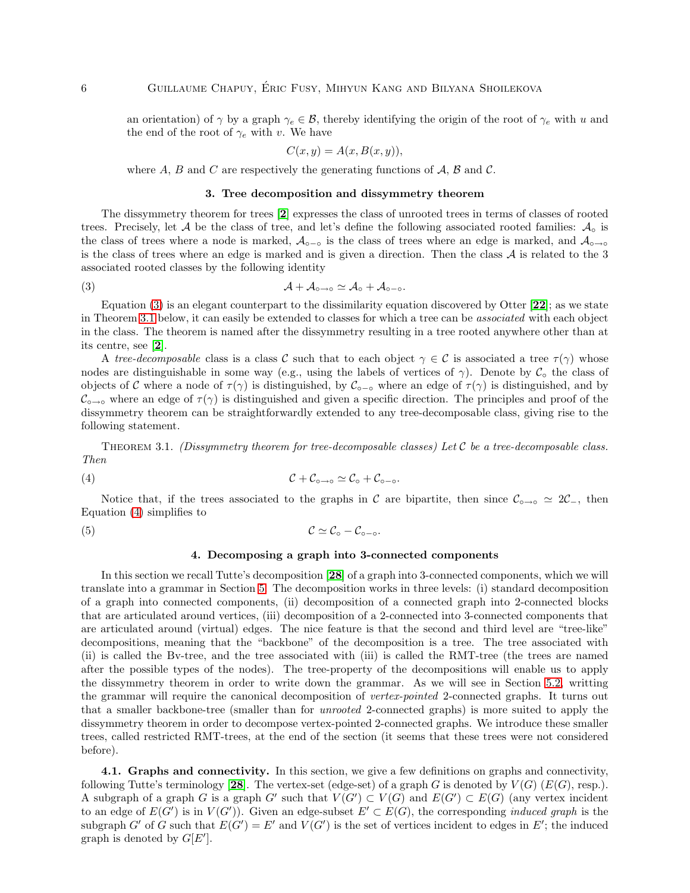an orientation) of $\gamma$ by a graph $\gamma_e \in \mathcal{B}$, thereby identifying the origin of the root of $\gamma_e$ with $u$ and the end of the root of $\gamma_e$ with $v$. We have

$$C(x, y) = A(x, B(x, y)),$$

where $A$, $B$ and $C$ are respectively the generating functions of $\mathcal{A}$, $\mathcal{B}$ and $\mathcal{C}$.

## 3. Tree decomposition and dissymmetry theorem

The dissymmetry theorem for trees [**2**] expresses the class of unrooted trees in terms of classes of rooted trees. Precisely, let $\mathcal{A}$ be the class of tree, and let's define the following associated rooted families: $\mathcal{A}_\circ$ is the class of trees where a node is marked, $\mathcal{A}_{\circ-\circ}$ is the class of trees where an edge is marked, and $\mathcal{A}_{\circ\to\circ}$ is the class of trees where an edge is marked and is given a direction. Then the class $\mathcal{A}$ is related to the 3 associated rooted classes by the following identity

$$\mathcal{A} + \mathcal{A}_{\circ\to\circ} \simeq \mathcal{A}_\circ + \mathcal{A}_{\circ-\circ}. \tag{3}$$

Equation (3) is an elegant counterpart to the dissimilarity equation discovered by Otter [**22**]; as we state in Theorem 3.1 below, it can easily be extended to classes for which a tree can be *associated* with each object in the class. The theorem is named after the dissymmetry resulting in a tree rooted anywhere other than at its centre, see [**2**].

A *tree-decomposable* class is a class $\mathcal{C}$ such that to each object $\gamma \in \mathcal{C}$ is associated a tree $\tau(\gamma)$ whose nodes are distinguishable in some way (e.g., using the labels of vertices of $\gamma$). Denote by $\mathcal{C}_\circ$ the class of objects of $\mathcal{C}$ where a node of $\tau(\gamma)$ is distinguished, by $\mathcal{C}_{\circ-\circ}$ where an edge of $\tau(\gamma)$ is distinguished, and by $\mathcal{C}_{\circ\to\circ}$ where an edge of $\tau(\gamma)$ is distinguished and given a specific direction. The principles and proof of the dissymmetry theorem can be straightforwardly extended to any tree-decomposable class, giving rise to the following statement.

Theorem 3.1. *(Dissymmetry theorem for tree-decomposable classes) Let $\mathcal{C}$ be a tree-decomposable class. Then*

$$\mathcal{C} + \mathcal{C}_{\circ\to\circ} \simeq \mathcal{C}_\circ + \mathcal{C}_{\circ-\circ}. \tag{4}$$

Notice that, if the trees associated to the graphs in $\mathcal{C}$ are bipartite, then since $\mathcal{C}_{\circ\to\circ} \simeq 2\mathcal{C}_{-}$, then Equation (4) simplifies to

$$\mathcal{C} \simeq \mathcal{C}_\circ - \mathcal{C}_{\circ-\circ}. \tag{5}$$

## 4. Decomposing a graph into 3-connected components

In this section we recall Tutte's decomposition [**28**] of a graph into 3-connected components, which we will translate into a grammar in Section 5. The decomposition works in three levels: (i) standard decomposition of a graph into connected components, (ii) decomposition of a connected graph into 2-connected blocks that are articulated around vertices, (iii) decomposition of a 2-connected into 3-connected components that are articulated around (virtual) edges. The nice feature is that the second and third level are "tree-like" decompositions, meaning that the "backbone" of the decomposition is a tree. The tree associated with (ii) is called the Bv-tree, and the tree associated with (iii) is called the RMT-tree (the trees are named after the possible types of the nodes). The tree-property of the decompositions will enable us to apply the dissymmetry theorem in order to write down the grammar. As we will see in Section 5.2, writting the grammar will require the canonical decomposition of *vertex-pointed* 2-connected graphs. It turns out that a smaller backbone-tree (smaller than for *unrooted* 2-connected graphs) is more suited to apply the dissymmetry theorem in order to decompose vertex-pointed 2-connected graphs. We introduce these smaller trees, called restricted RMT-trees, at the end of the section (it seems that these trees were not considered before).

**4.1. Graphs and connectivity.** In this section, we give a few definitions on graphs and connectivity, following Tutte's terminology [**28**]. The vertex-set (edge-set) of a graph $G$ is denoted by $V(G)$ ($E(G)$, resp.). A subgraph of a graph $G$ is a graph $G'$ such that $V(G') \subset V(G)$ and $E(G') \subset E(G)$ (any vertex incident to an edge of $E(G')$ is in $V(G')$). Given an edge-subset $E' \subset E(G)$, the corresponding *induced graph* is the subgraph $G'$ of $G$ such that $E(G') = E'$ and $V(G')$ is the set of vertices incident to edges in $E'$; the induced graph is denoted by $G[E']$.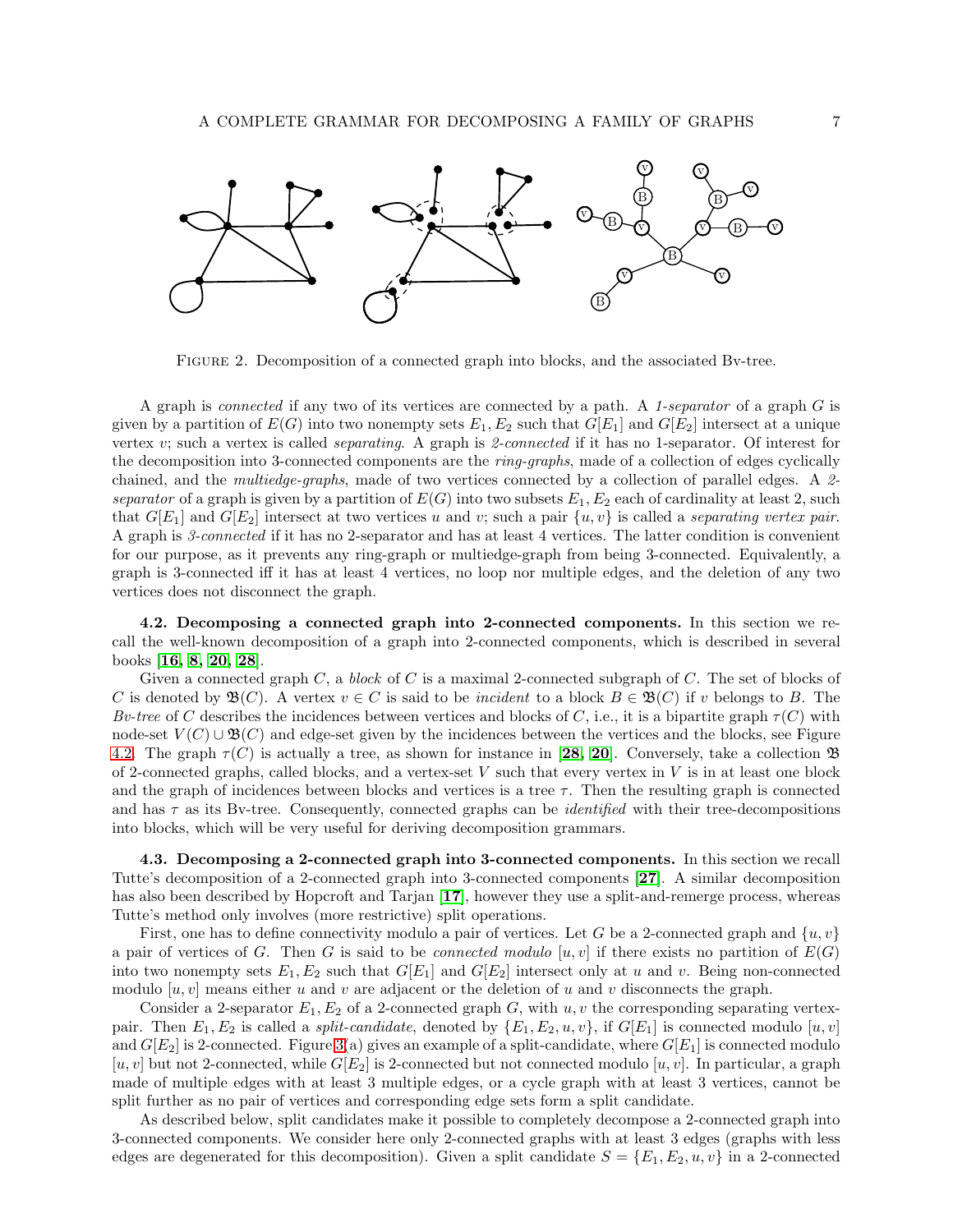Figure 2. Decomposition of a connected graph into blocks, and the associated Bv-tree.

A graph is *connected* if any two of its vertices are connected by a path. A *1-separator* of a graph $G$ is given by a partition of $E(G)$ into two nonempty sets $E_1, E_2$ such that $G[E_1]$ and $G[E_2]$ intersect at a unique vertex $v$; such a vertex is called *separating*. A graph is *2-connected* if it has no 1-separator. Of interest for the decomposition into 3-connected components are the *ring-graphs*, made of a collection of edges cyclically chained, and the *multiedge-graphs*, made of two vertices connected by a collection of parallel edges. A *2-separator* of a graph is given by a partition of $E(G)$ into two subsets $E_1, E_2$ each of cardinality at least 2, such that $G[E_1]$ and $G[E_2]$ intersect at two vertices $u$ and $v$; such a pair $\{u, v\}$ is called a *separating vertex pair*. A graph is *3-connected* if it has no 2-separator and has at least 4 vertices. The latter condition is convenient for our purpose, as it prevents any ring-graph or multiedge-graph from being 3-connected. Equivalently, a graph is 3-connected iff it has at least 4 vertices, no loop nor multiple edges, and the deletion of any two vertices does not disconnect the graph.

**4.2. Decomposing a connected graph into 2-connected components.** In this section we recall the well-known decomposition of a graph into 2-connected components, which is described in several books [16, 8, 20, 28].

Given a connected graph $C$, a *block* of $C$ is a maximal 2-connected subgraph of $C$. The set of blocks of $C$ is denoted by $\mathfrak{B}(C)$. A vertex $v \in C$ is said to be *incident* to a block $B \in \mathfrak{B}(C)$ if $v$ belongs to $B$. The *Bv-tree* of $C$ describes the incidences between vertices and blocks of $C$, i.e., it is a bipartite graph $\tau(C)$ with node-set $V(C) \cup \mathfrak{B}(C)$ and edge-set given by the incidences between the vertices and the blocks, see Figure 4.2. The graph $\tau(C)$ is actually a tree, as shown for instance in [28, 20]. Conversely, take a collection $\mathfrak{B}$ of 2-connected graphs, called blocks, and a vertex-set $V$ such that every vertex in $V$ is in at least one block and the graph of incidences between blocks and vertices is a tree $\tau$. Then the resulting graph is connected and has $\tau$ as its Bv-tree. Consequently, connected graphs can be *identified* with their tree-decompositions into blocks, which will be very useful for deriving decomposition grammars.

**4.3. Decomposing a 2-connected graph into 3-connected components.** In this section we recall Tutte's decomposition of a 2-connected graph into 3-connected components [27]. A similar decomposition has also been described by Hopcroft and Tarjan [17], however they use a split-and-remerge process, whereas Tutte's method only involves (more restrictive) split operations.

First, one has to define connectivity modulo a pair of vertices. Let $G$ be a 2-connected graph and $\{u, v\}$ a pair of vertices of $G$. Then $G$ is said to be *connected modulo* $[u, v]$ if there exists no partition of $E(G)$ into two nonempty sets $E_1, E_2$ such that $G[E_1]$ and $G[E_2]$ intersect only at $u$ and $v$. Being non-connected modulo $[u, v]$ means either $u$ and $v$ are adjacent or the deletion of $u$ and $v$ disconnects the graph.

Consider a 2-separator $E_1, E_2$ of a 2-connected graph $G$, with $u, v$ the corresponding separating vertex-pair. Then $E_1, E_2$ is called a *split-candidate*, denoted by $\{E_1, E_2, u, v\}$, if $G[E_1]$ is connected modulo $[u, v]$ and $G[E_2]$ is 2-connected. Figure 3(a) gives an example of a split-candidate, where $G[E_1]$ is connected modulo $[u, v]$ but not 2-connected, while $G[E_2]$ is 2-connected but not connected modulo $[u, v]$. In particular, a graph made of multiple edges with at least 3 multiple edges, or a cycle graph with at least 3 vertices, cannot be split further as no pair of vertices and corresponding edge sets form a split candidate.

As described below, split candidates make it possible to completely decompose a 2-connected graph into 3-connected components. We consider here only 2-connected graphs with at least 3 edges (graphs with less edges are degenerated for this decomposition). Given a split candidate $S = \{E_1, E_2, u, v\}$ in a 2-connected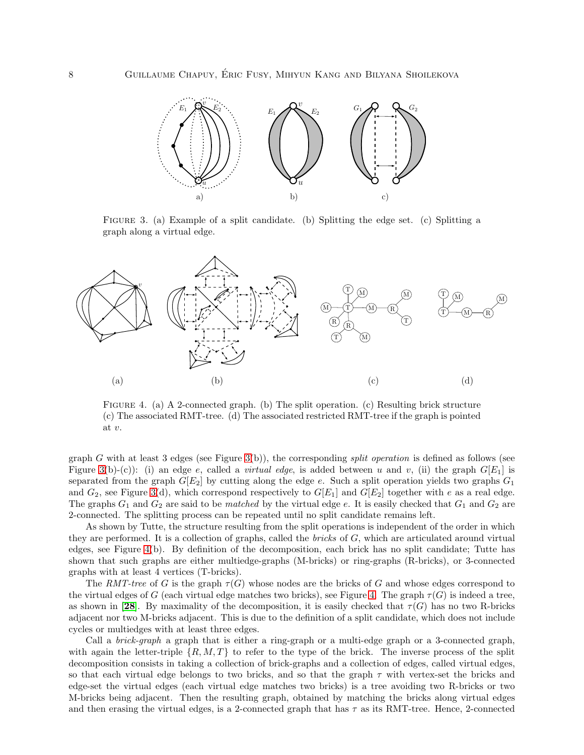FIGURE 3. (a) Example of a split candidate. (b) Splitting the edge set. (c) Splitting a graph along a virtual edge.

FIGURE 4. (a) A 2-connected graph. (b) The split operation. (c) Resulting brick structure (c) The associated RMT-tree. (d) The associated restricted RMT-tree if the graph is pointed at $v$.

graph $G$ with at least 3 edges (see Figure 3(b)), the corresponding *split operation* is defined as follows (see Figure 3(b)-(c)): (i) an edge $e$, called a *virtual edge*, is added between $u$ and $v$, (ii) the graph $G[E_1]$ is separated from the graph $G[E_2]$ by cutting along the edge $e$. Such a split operation yields two graphs $G_1$ and $G_2$, see Figure 3(d), which correspond respectively to $G[E_1]$ and $G[E_2]$ together with $e$ as a real edge. The graphs $G_1$ and $G_2$ are said to be *matched* by the virtual edge $e$. It is easily checked that $G_1$ and $G_2$ are 2-connected. The splitting process can be repeated until no split candidate remains left.

As shown by Tutte, the structure resulting from the split operations is independent of the order in which they are performed. It is a collection of graphs, called the *bricks* of $G$, which are articulated around virtual edges, see Figure 4(b). By definition of the decomposition, each brick has no split candidate; Tutte has shown that such graphs are either multiedge-graphs (M-bricks) or ring-graphs (R-bricks), or 3-connected graphs with at least 4 vertices (T-bricks).

The *RMT-tree* of $G$ is the graph $\tau(G)$ whose nodes are the bricks of $G$ and whose edges correspond to the virtual edges of $G$ (each virtual edge matches two bricks), see Figure 4. The graph $\tau(G)$ is indeed a tree, as shown in [**28**]. By maximality of the decomposition, it is easily checked that $\tau(G)$ has no two R-bricks adjacent nor two M-bricks adjacent. This is due to the definition of a split candidate, which does not include cycles or multiedges with at least three edges.

Call a *brick-graph* a graph that is either a ring-graph or a multi-edge graph or a 3-connected graph, with again the letter-triple $\{R, M, T\}$ to refer to the type of the brick. The inverse process of the split decomposition consists in taking a collection of brick-graphs and a collection of edges, called virtual edges, so that each virtual edge belongs to two bricks, and so that the graph $\tau$ with vertex-set the bricks and edge-set the virtual edges (each virtual edge matches two bricks) is a tree avoiding two R-bricks or two M-bricks being adjacent. Then the resulting graph, obtained by matching the bricks along virtual edges and then erasing the virtual edges, is a 2-connected graph that has $\tau$ as its RMT-tree. Hence, 2-connected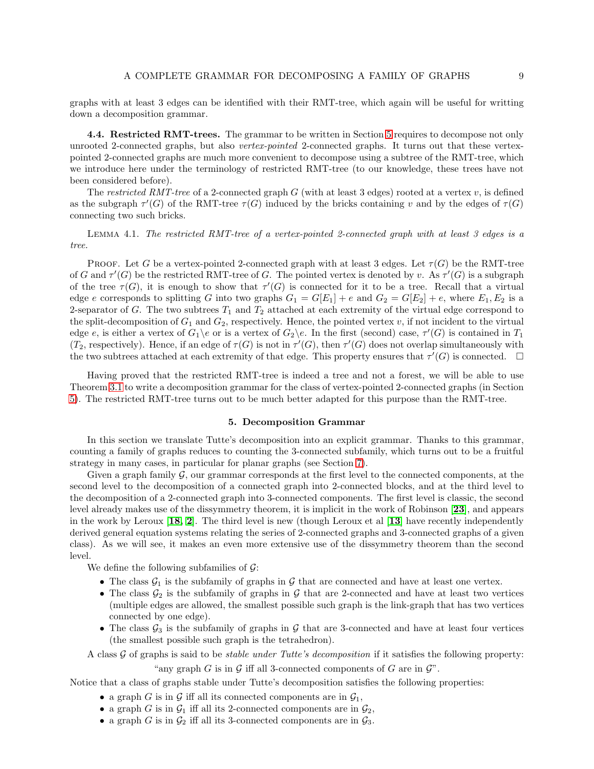graphs with at least 3 edges can be identified with their RMT-tree, which again will be useful for writting down a decomposition grammar.

**4.4. Restricted RMT-trees.** The grammar to be written in Section 5 requires to decompose not only unrooted 2-connected graphs, but also *vertex-pointed* 2-connected graphs. It turns out that these vertex-pointed 2-connected graphs are much more convenient to decompose using a subtree of the RMT-tree, which we introduce here under the terminology of restricted RMT-tree (to our knowledge, these trees have not been considered before).

The *restricted RMT-tree* of a 2-connected graph $G$ (with at least 3 edges) rooted at a vertex $v$, is defined as the subgraph $\tau'(G)$ of the RMT-tree $\tau(G)$ induced by the bricks containing $v$ and by the edges of $\tau(G)$ connecting two such bricks.

LEMMA 4.1. *The restricted RMT-tree of a vertex-pointed 2-connected graph with at least 3 edges is a tree.*

PROOF. Let $G$ be a vertex-pointed 2-connected graph with at least 3 edges. Let $\tau(G)$ be the RMT-tree of $G$ and $\tau'(G)$ be the restricted RMT-tree of $G$. The pointed vertex is denoted by $v$. As $\tau'(G)$ is a subgraph of the tree $\tau(G)$, it is enough to show that $\tau'(G)$ is connected for it to be a tree. Recall that a virtual edge $e$ corresponds to splitting $G$ into two graphs $G_1 = G[E_1] + e$ and $G_2 = G[E_2] + e$, where $E_1, E_2$ is a 2-separator of $G$. The two subtrees $T_1$ and $T_2$ attached at each extremity of the virtual edge correspond to the split-decomposition of $G_1$ and $G_2$, respectively. Hence, the pointed vertex $v$, if not incident to the virtual edge $e$, is either a vertex of $G_1 \backslash e$ or is a vertex of $G_2 \backslash e$. In the first (second) case, $\tau'(G)$ is contained in $T_1$ ($T_2$, respectively). Hence, if an edge of $\tau(G)$ is not in $\tau'(G)$, then $\tau'(G)$ does not overlap simultaneously with the two subtrees attached at each extremity of that edge. This property ensures that $\tau'(G)$ is connected. $\square$

Having proved that the restricted RMT-tree is indeed a tree and not a forest, we will be able to use Theorem 3.1 to write a decomposition grammar for the class of vertex-pointed 2-connected graphs (in Section 5). The restricted RMT-tree turns out to be much better adapted for this purpose than the RMT-tree.

## 5. Decomposition Grammar

In this section we translate Tutte's decomposition into an explicit grammar. Thanks to this grammar, counting a family of graphs reduces to counting the 3-connected subfamily, which turns out to be a fruitful strategy in many cases, in particular for planar graphs (see Section 7).

Given a graph family $\mathcal{G}$, our grammar corresponds at the first level to the connected components, at the second level to the decomposition of a connected graph into 2-connected blocks, and at the third level to the decomposition of a 2-connected graph into 3-connected components. The first level is classic, the second level already makes use of the dissymmetry theorem, it is implicit in the work of Robinson [**23**], and appears in the work by Leroux [**18**, **2**]. The third level is new (though Leroux et al [**13**] have recently independently derived general equation systems relating the series of 2-connected graphs and 3-connected graphs of a given class). As we will see, it makes an even more extensive use of the dissymmetry theorem than the second level.

We define the following subfamilies of $\mathcal{G}$:

- The class $\mathcal{G}_1$ is the subfamily of graphs in $\mathcal{G}$ that are connected and have at least one vertex.
- The class $\mathcal{G}_2$ is the subfamily of graphs in $\mathcal{G}$ that are 2-connected and have at least two vertices (multiple edges are allowed, the smallest possible such graph is the link-graph that has two vertices connected by one edge).
- The class $\mathcal{G}_3$ is the subfamily of graphs in $\mathcal{G}$ that are 3-connected and have at least four vertices (the smallest possible such graph is the tetrahedron).

A class $\mathcal{G}$ of graphs is said to be *stable under Tutte's decomposition* if it satisfies the following property:

"any graph $G$ is in $\mathcal{G}$ iff all 3-connected components of $G$ are in $\mathcal{G}$".

Notice that a class of graphs stable under Tutte's decomposition satisfies the following properties:

- a graph $G$ is in $\mathcal{G}$ iff all its connected components are in $\mathcal{G}_1$,
- a graph $G$ is in $\mathcal{G}_1$ iff all its 2-connected components are in $\mathcal{G}_2$,
- a graph $G$ is in $\mathcal{G}_2$ iff all its 3-connected components are in $\mathcal{G}_3$.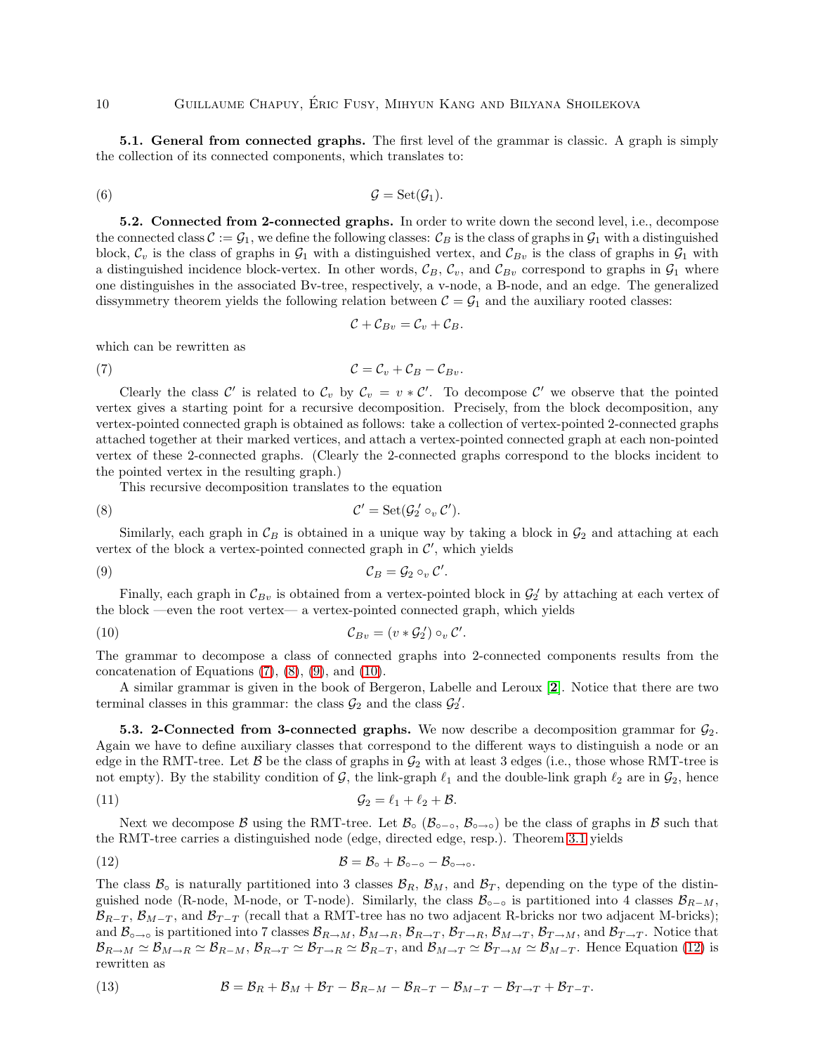**5.1. General from connected graphs.** The first level of the grammar is classic. A graph is simply the collection of its connected components, which translates to:

$$\mathcal{G} = \mathrm{Set}(\mathcal{G}_1). \tag{6}$$

**5.2. Connected from 2-connected graphs.** In order to write down the second level, i.e., decompose the connected class $\mathcal{C} := \mathcal{G}_1$, we define the following classes: $\mathcal{C}_B$ is the class of graphs in $\mathcal{G}_1$ with a distinguished block, $\mathcal{C}_v$ is the class of graphs in $\mathcal{G}_1$ with a distinguished vertex, and $\mathcal{C}_{Bv}$ is the class of graphs in $\mathcal{G}_1$ with a distinguished incidence block-vertex. In other words, $\mathcal{C}_B$, $\mathcal{C}_v$, and $\mathcal{C}_{Bv}$ correspond to graphs in $\mathcal{G}_1$ where one distinguishes in the associated Bv-tree, respectively, a v-node, a B-node, and an edge. The generalized dissymmetry theorem yields the following relation between $\mathcal{C} = \mathcal{G}_1$ and the auxiliary rooted classes:

$$\mathcal{C} + \mathcal{C}_{Bv} = \mathcal{C}_v + \mathcal{C}_B.$$

which can be rewritten as

$$\mathcal{C} = \mathcal{C}_v + \mathcal{C}_B - \mathcal{C}_{Bv}. \tag{7}$$

Clearly the class $\mathcal{C}'$ is related to $\mathcal{C}_v$ by $\mathcal{C}_v = v * \mathcal{C}'$. To decompose $\mathcal{C}'$ we observe that the pointed vertex gives a starting point for a recursive decomposition. Precisely, from the block decomposition, any vertex-pointed connected graph is obtained as follows: take a collection of vertex-pointed 2-connected graphs attached together at their marked vertices, and attach a vertex-pointed connected graph at each non-pointed vertex of these 2-connected graphs. (Clearly the 2-connected graphs correspond to the blocks incident to the pointed vertex in the resulting graph.)

This recursive decomposition translates to the equation

$$\mathcal{C}' = \mathrm{Set}(\mathcal{G}_2' \circ_v \mathcal{C}'). \tag{8}$$

Similarly, each graph in $\mathcal{C}_B$ is obtained in a unique way by taking a block in $\mathcal{G}_2$ and attaching at each vertex of the block a vertex-pointed connected graph in $\mathcal{C}'$, which yields

$$\mathcal{C}_B = \mathcal{G}_2 \circ_v \mathcal{C}'. \tag{9}$$

Finally, each graph in $\mathcal{C}_{Bv}$ is obtained from a vertex-pointed block in $\mathcal{G}_2'$ by attaching at each vertex of the block —even the root vertex— a vertex-pointed connected graph, which yields

$$\mathcal{C}_{Bv} = (v * \mathcal{G}_2') \circ_v \mathcal{C}'. \tag{10}$$

The grammar to decompose a class of connected graphs into 2-connected components results from the concatenation of Equations (7), (8), (9), and (10).

A similar grammar is given in the book of Bergeron, Labelle and Leroux [2]. Notice that there are two terminal classes in this grammar: the class $\mathcal{G}_2$ and the class $\mathcal{G}_2'$.

**5.3. 2-Connected from 3-connected graphs.** We now describe a decomposition grammar for $\mathcal{G}_2$. Again we have to define auxiliary classes that correspond to the different ways to distinguish a node or an edge in the RMT-tree. Let $\mathcal{B}$ be the class of graphs in $\mathcal{G}_2$ with at least 3 edges (i.e., those whose RMT-tree is not empty). By the stability condition of $\mathcal{G}$, the link-graph $\ell_1$ and the double-link graph $\ell_2$ are in $\mathcal{G}_2$, hence

$$\mathcal{G}_2 = \ell_1 + \ell_2 + \mathcal{B}. \tag{11}$$

Next we decompose $\mathcal{B}$ using the RMT-tree. Let $\mathcal{B}_\circ$ ($\mathcal{B}_{\circ-\circ}$, $\mathcal{B}_{\circ\to\circ}$) be the class of graphs in $\mathcal{B}$ such that the RMT-tree carries a distinguished node (edge, directed edge, resp.). Theorem 3.1 yields

$$\mathcal{B} = \mathcal{B}_\circ + \mathcal{B}_{\circ-\circ} - \mathcal{B}_{\circ\to\circ}. \tag{12}$$

The class $\mathcal{B}_\circ$ is naturally partitioned into 3 classes $\mathcal{B}_R$, $\mathcal{B}_M$, and $\mathcal{B}_T$, depending on the type of the distinguished node (R-node, M-node, or T-node). Similarly, the class $\mathcal{B}_{\circ-\circ}$ is partitioned into 4 classes $\mathcal{B}_{R-M}$, $\mathcal{B}_{R-T}$, $\mathcal{B}_{M-T}$, and $\mathcal{B}_{T-T}$ (recall that a RMT-tree has no two adjacent R-bricks nor two adjacent M-bricks); and $\mathcal{B}_{\circ\to\circ}$ is partitioned into 7 classes $\mathcal{B}_{R\to M}$, $\mathcal{B}_{M\to R}$, $\mathcal{B}_{R\to T}$, $\mathcal{B}_{T\to R}$, $\mathcal{B}_{M\to T}$, $\mathcal{B}_{T\to M}$, and $\mathcal{B}_{T\to T}$. Notice that $\mathcal{B}_{R\to M} \simeq \mathcal{B}_{M\to R} \simeq \mathcal{B}_{R-M}$, $\mathcal{B}_{R\to T} \simeq \mathcal{B}_{T\to R} \simeq \mathcal{B}_{R-T}$, and $\mathcal{B}_{M\to T} \simeq \mathcal{B}_{T\to M} \simeq \mathcal{B}_{M-T}$. Hence Equation (12) is rewritten as

$$\mathcal{B} = \mathcal{B}_R + \mathcal{B}_M + \mathcal{B}_T - \mathcal{B}_{R-M} - \mathcal{B}_{R-T} - \mathcal{B}_{M-T} - \mathcal{B}_{T\to T} + \mathcal{B}_{T-T}. \tag{13}$$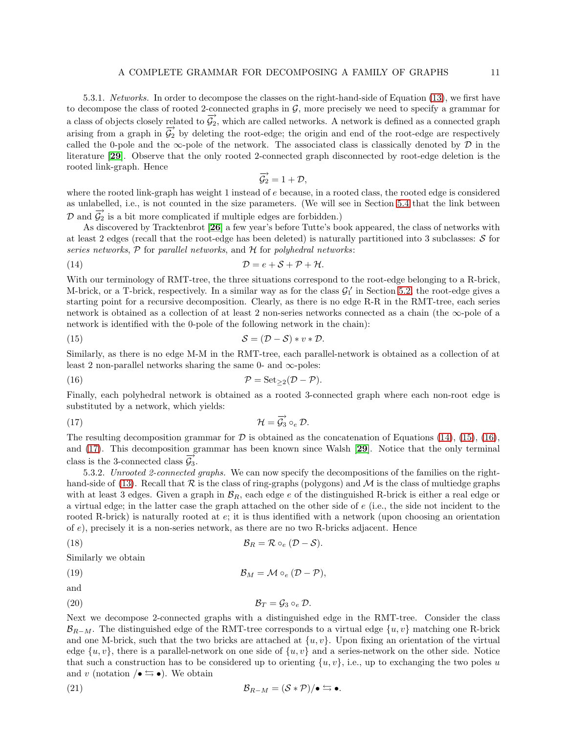5.3.1. *Networks.* In order to decompose the classes on the right-hand-side of Equation (13), we first have to decompose the class of rooted 2-connected graphs in $\mathcal{G}$, more precisely we need to specify a grammar for a class of objects closely related to $\overrightarrow{\mathcal{G}_2}$, which are called networks. A network is defined as a connected graph arising from a graph in $\overrightarrow{\mathcal{G}_2}$ by deleting the root-edge; the origin and end of the root-edge are respectively called the 0-pole and the $\infty$-pole of the network. The associated class is classically denoted by $\mathcal{D}$ in the literature [**29**]. Observe that the only rooted 2-connected graph disconnected by root-edge deletion is the rooted link-graph. Hence

$$\overrightarrow{\mathcal{G}_2} = 1 + \mathcal{D},$$

where the rooted link-graph has weight 1 instead of $e$ because, in a rooted class, the rooted edge is considered as unlabelled, i.e., is not counted in the size parameters. (We will see in Section 5.4 that the link between $\mathcal{D}$ and $\overrightarrow{\mathcal{G}_2}$ is a bit more complicated if multiple edges are forbidden.)

As discovered by Tracktenbrot [**26**] a few year's before Tutte's book appeared, the class of networks with at least 2 edges (recall that the root-edge has been deleted) is naturally partitioned into 3 subclasses: $\mathcal{S}$ for *series networks*, $\mathcal{P}$ for *parallel networks*, and $\mathcal{H}$ for *polyhedral networks*:

$$\mathcal{D} = e + \mathcal{S} + \mathcal{P} + \mathcal{H}. \tag{14}$$

With our terminology of RMT-tree, the three situations correspond to the root-edge belonging to a R-brick, M-brick, or a T-brick, respectively. In a similar way as for the class $\mathcal{G}_1'$ in Section 5.2, the root-edge gives a starting point for a recursive decomposition. Clearly, as there is no edge R-R in the RMT-tree, each series network is obtained as a collection of at least 2 non-series networks connected as a chain (the $\infty$-pole of a network is identified with the 0-pole of the following network in the chain):

$$\mathcal{S} = (\mathcal{D} - \mathcal{S}) * v * \mathcal{D}. \tag{15}$$

Similarly, as there is no edge M-M in the RMT-tree, each parallel-network is obtained as a collection of at least 2 non-parallel networks sharing the same 0- and $\infty$-poles:

$$\mathcal{P} = \mathrm{Set}_{\geq 2}(\mathcal{D} - \mathcal{P}). \tag{16}$$

Finally, each polyhedral network is obtained as a rooted 3-connected graph where each non-root edge is substituted by a network, which yields:

$$\mathcal{H} = \overrightarrow{\mathcal{G}_3} \circ_e \mathcal{D}. \tag{17}$$

The resulting decomposition grammar for $\mathcal{D}$ is obtained as the concatenation of Equations (14), (15), (16), and (17). This decomposition grammar has been known since Walsh [**29**]. Notice that the only terminal class is the 3-connected class $\overrightarrow{\mathcal{G}_3}$.

5.3.2. *Unrooted 2-connected graphs.* We can now specify the decompositions of the families on the right-hand-side of (13). Recall that $\mathcal{R}$ is the class of ring-graphs (polygons) and $\mathcal{M}$ is the class of multiedge graphs with at least 3 edges. Given a graph in $\mathcal{B}_R$, each edge $e$ of the distinguished R-brick is either a real edge or a virtual edge; in the latter case the graph attached on the other side of $e$ (i.e., the side not incident to the rooted R-brick) is naturally rooted at $e$; it is thus identified with a network (upon choosing an orientation of $e$), precisely it is a non-series network, as there are no two R-bricks adjacent. Hence

$$\mathcal{B}_R = \mathcal{R} \circ_e (\mathcal{D} - \mathcal{S}). \tag{18}$$

Similarly we obtain

$$\mathcal{B}_M = \mathcal{M} \circ_e (\mathcal{D} - \mathcal{P}), \tag{19}$$

and

$$\mathcal{B}_T = \mathcal{G}_3 \circ_e \mathcal{D}. \tag{20}$$

Next we decompose 2-connected graphs with a distinguished edge in the RMT-tree. Consider the class $\mathcal{B}_{R-M}$. The distinguished edge of the RMT-tree corresponds to a virtual edge $\{u, v\}$ matching one R-brick and one M-brick, such that the two bricks are attached at $\{u, v\}$. Upon fixing an orientation of the virtual edge $\{u, v\}$, there is a parallel-network on one side of $\{u, v\}$ and a series-network on the other side. Notice that such a construction has to be considered up to orienting $\{u, v\}$, i.e., up to exchanging the two poles $u$ and $v$ (notation $/\bullet \leftrightarrows \bullet$). We obtain

$$\mathcal{B}_{R-M} = (\mathcal{S} * \mathcal{P})/\bullet \leftrightarrows \bullet. \tag{21}$$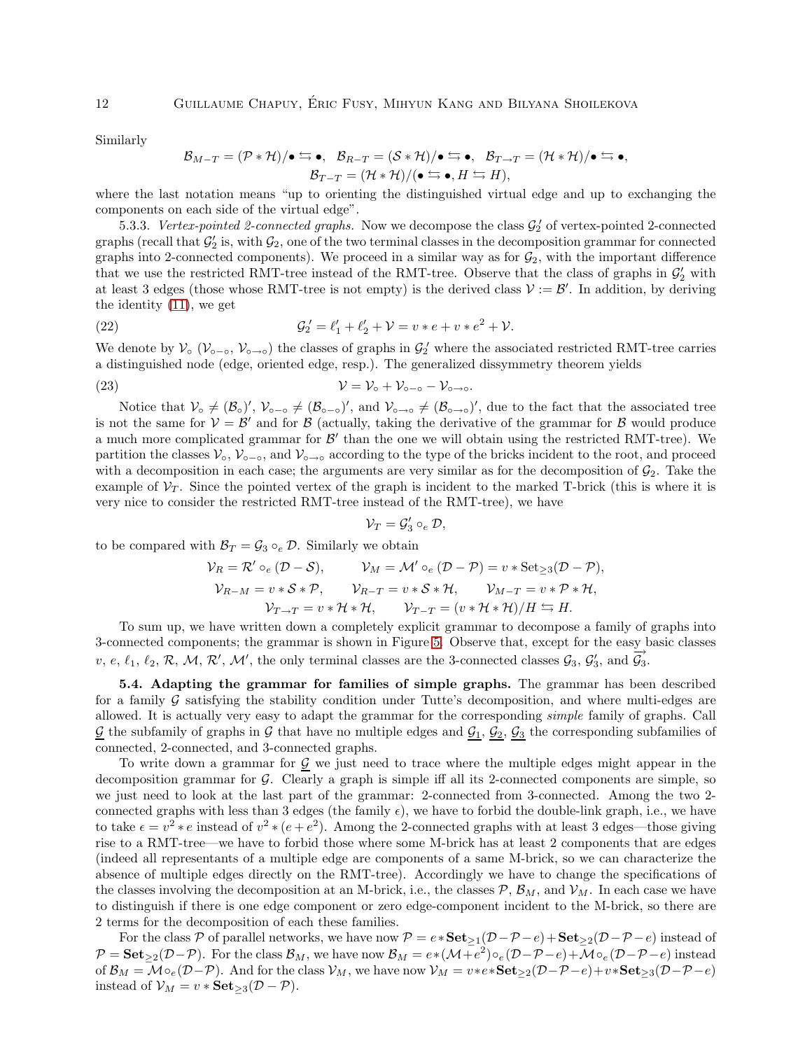Similarly

$$\mathcal{B}_{M-T} = (\mathcal{P} * \mathcal{H})/\bullet \leftrightarrows \bullet, \quad \mathcal{B}_{R-T} = (\mathcal{S} * \mathcal{H})/\bullet \leftrightarrows \bullet, \quad \mathcal{B}_{T\to T} = (\mathcal{H} * \mathcal{H})/\bullet \leftrightarrows \bullet,$$
$$\mathcal{B}_{T-T} = (\mathcal{H} * \mathcal{H})/(\bullet \leftrightarrows \bullet, H \leftrightarrows H),$$

where the last notation means "up to orienting the distinguished virtual edge and up to exchanging the components on each side of the virtual edge".

5.3.3. *Vertex-pointed 2-connected graphs.* Now we decompose the class $\mathcal{G}_2'$ of vertex-pointed 2-connected graphs (recall that $\mathcal{G}_2'$ is, with $\mathcal{G}_2$, one of the two terminal classes in the decomposition grammar for connected graphs into 2-connected components). We proceed in a similar way as for $\mathcal{G}_2$, with the important difference that we use the restricted RMT-tree instead of the RMT-tree. Observe that the class of graphs in $\mathcal{G}_2'$ with at least 3 edges (those whose RMT-tree is not empty) is the derived class $\mathcal{V} := \mathcal{B}'$. In addition, by deriving the identity (11), we get

$$\mathcal{G}_2' = \ell_1' + \ell_2' + \mathcal{V} = v * e + v * e^2 + \mathcal{V}. \tag{22}$$

We denote by $\mathcal{V}_\circ$ ($\mathcal{V}_{\circ-\circ}$, $\mathcal{V}_{\circ\to\circ}$) the classes of graphs in $\mathcal{G}_2'$ where the associated restricted RMT-tree carries a distinguished node (edge, oriented edge, resp.). The generalized dissymmetry theorem yields

$$\mathcal{V} = \mathcal{V}_\circ + \mathcal{V}_{\circ-\circ} - \mathcal{V}_{\circ\to\circ}. \tag{23}$$

Notice that $\mathcal{V}_\circ \neq (\mathcal{B}_\circ)'$, $\mathcal{V}_{\circ-\circ} \neq (\mathcal{B}_{\circ-\circ})'$, and $\mathcal{V}_{\circ\to\circ} \neq (\mathcal{B}_{\circ\to\circ})'$, due to the fact that the associated tree is not the same for $\mathcal{V} = \mathcal{B}'$ and for $\mathcal{B}$ (actually, taking the derivative of the grammar for $\mathcal{B}$ would produce a much more complicated grammar for $\mathcal{B}'$ than the one we will obtain using the restricted RMT-tree). We partition the classes $\mathcal{V}_\circ$, $\mathcal{V}_{\circ-\circ}$, and $\mathcal{V}_{\circ\to\circ}$ according to the type of the bricks incident to the root, and proceed with a decomposition in each case; the arguments are very similar as for the decomposition of $\mathcal{G}_2$. Take the example of $\mathcal{V}_T$. Since the pointed vertex of the graph is incident to the marked T-brick (this is where it is very nice to consider the restricted RMT-tree instead of the RMT-tree), we have

$$\mathcal{V}_T = \mathcal{G}_3' \circ_e \mathcal{D},$$

to be compared with $\mathcal{B}_T = \mathcal{G}_3 \circ_e \mathcal{D}$. Similarly we obtain

$$\mathcal{V}_R = \mathcal{R}' \circ_e (\mathcal{D} - \mathcal{S}), \qquad \mathcal{V}_M = \mathcal{M}' \circ_e (\mathcal{D} - \mathcal{P}) = v * \mathrm{Set}_{\geq 3}(\mathcal{D} - \mathcal{P}),$$
$$\mathcal{V}_{R-M} = v * \mathcal{S} * \mathcal{P}, \qquad \mathcal{V}_{R-T} = v * \mathcal{S} * \mathcal{H}, \qquad \mathcal{V}_{M-T} = v * \mathcal{P} * \mathcal{H},$$
$$\mathcal{V}_{T\to T} = v * \mathcal{H} * \mathcal{H}, \qquad \mathcal{V}_{T-T} = (v * \mathcal{H} * \mathcal{H})/H \leftrightarrows H.$$

To sum up, we have written down a completely explicit grammar to decompose a family of graphs into 3-connected components; the grammar is shown in Figure 5. Observe that, except for the easy basic classes $v$, $e$, $\ell_1$, $\ell_2$, $\mathcal{R}$, $\mathcal{M}$, $\mathcal{R}'$, $\mathcal{M}'$, the only terminal classes are the 3-connected classes $\mathcal{G}_3$, $\mathcal{G}_3'$, and $\overrightarrow{\mathcal{G}_3}$.

**5.4. Adapting the grammar for families of simple graphs.** The grammar has been described for a family $\mathcal{G}$ satisfying the stability condition under Tutte's decomposition, and where multi-edges are allowed. It is actually very easy to adapt the grammar for the corresponding *simple* family of graphs. Call $\underline{\mathcal{G}}$ the subfamily of graphs in $\mathcal{G}$ that have no multiple edges and $\underline{\mathcal{G}_1}$, $\underline{\mathcal{G}_2}$, $\underline{\mathcal{G}_3}$ the corresponding subfamilies of connected, 2-connected, and 3-connected graphs.

To write down a grammar for $\underline{\mathcal{G}}$ we just need to trace where the multiple edges might appear in the decomposition grammar for $\mathcal{G}$. Clearly a graph is simple iff all its 2-connected components are simple, so we just need to look at the last part of the grammar: 2-connected from 3-connected. Among the two 2-connected graphs with less than 3 edges (the family $\epsilon$), we have to forbid the double-link graph, i.e., we have to take $\epsilon = v^2 * e$ instead of $v^2 * (e + e^2)$. Among the 2-connected graphs with at least 3 edges—those giving rise to a RMT-tree—we have to forbid those where some M-brick has at least 2 components that are edges (indeed all representants of a multiple edge are components of a same M-brick, so we can characterize the absence of multiple edges directly on the RMT-tree). Accordingly we have to change the specifications of the classes involving the decomposition at an M-brick, i.e., the classes $\mathcal{P}$, $\mathcal{B}_M$, and $\mathcal{V}_M$. In each case we have to distinguish if there is one edge component or zero edge-component incident to the M-brick, so there are 2 terms for the decomposition of each these families.

For the class $\mathcal{P}$ of parallel networks, we have now $\mathcal{P} = e * \mathbf{Set}_{\geq 1}(\mathcal{D} - \mathcal{P} - e) + \mathbf{Set}_{\geq 2}(\mathcal{D} - \mathcal{P} - e)$ instead of $\mathcal{P} = \mathbf{Set}_{\geq 2}(\mathcal{D} - \mathcal{P})$. For the class $\mathcal{B}_M$, we have now $\mathcal{B}_M = e * (\mathcal{M} + e^2) \circ_e (\mathcal{D} - \mathcal{P} - e) + \mathcal{M} \circ_e (\mathcal{D} - \mathcal{P} - e)$ instead of $\mathcal{B}_M = \mathcal{M} \circ_e (\mathcal{D} - \mathcal{P})$. And for the class $\mathcal{V}_M$, we have now $\mathcal{V}_M = v * e * \mathbf{Set}_{\geq 2}(\mathcal{D} - \mathcal{P} - e) + v * \mathbf{Set}_{\geq 3}(\mathcal{D} - \mathcal{P} - e)$ instead of $\mathcal{V}_M = v * \mathbf{Set}_{\geq 3}(\mathcal{D} - \mathcal{P})$.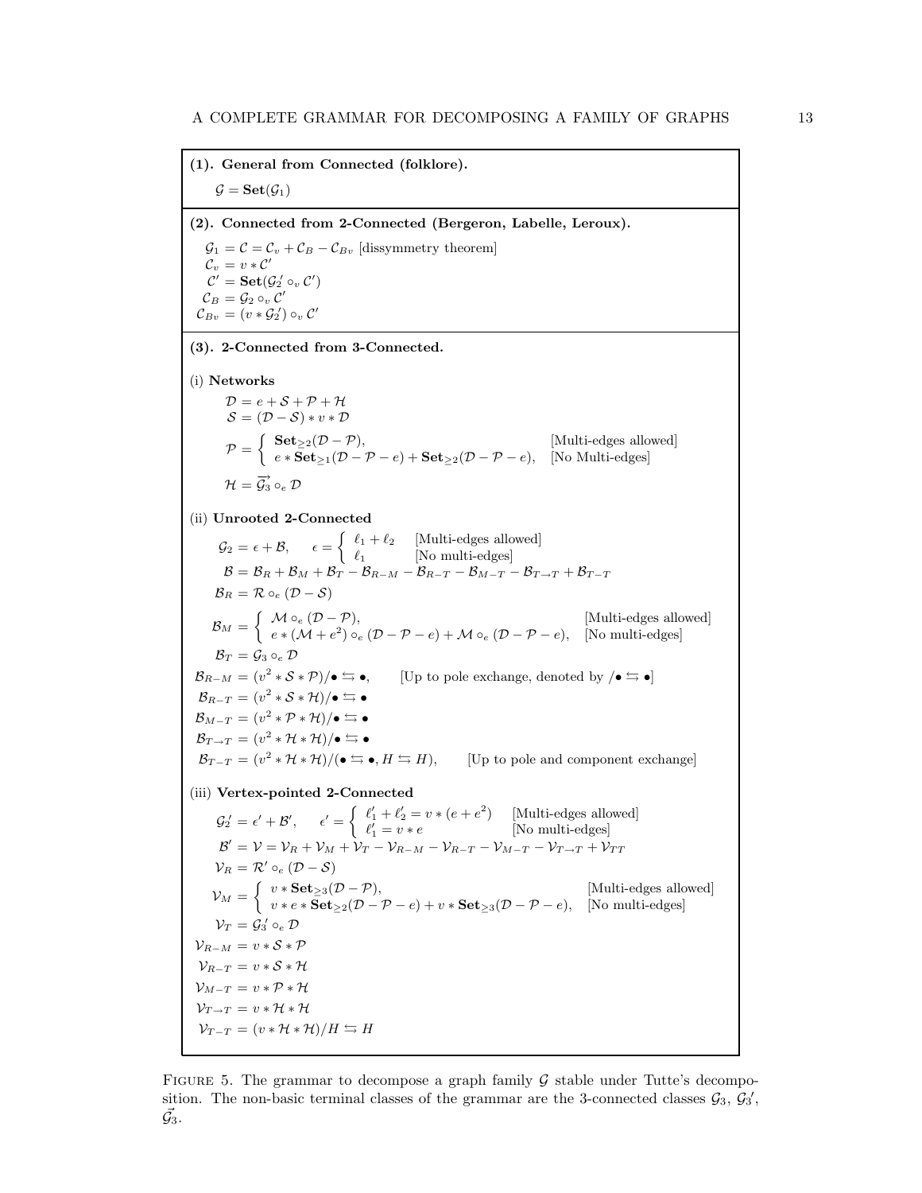**(1). General from Connected (folklore).**

$$\mathcal{G} = \mathbf{Set}(\mathcal{G}_1)$$

**(2). Connected from 2-Connected (Bergeron, Labelle, Leroux).**

$$\mathcal{G}_1 = \mathcal{C} = \mathcal{C}_v + \mathcal{C}_B - \mathcal{C}_{Bv} \text{ [dissymmetry theorem]}$$
$$\mathcal{C}_v = v * \mathcal{C}'$$
$$\mathcal{C}' = \mathbf{Set}(\mathcal{G}_2' \circ_v \mathcal{C}')$$
$$\mathcal{C}_B = \mathcal{G}_2 \circ_v \mathcal{C}'$$
$$\mathcal{C}_{Bv} = (v * \mathcal{G}_2') \circ_v \mathcal{C}'$$

**(3). 2-Connected from 3-Connected.**

(i) **Networks**

$$\mathcal{D} = e + \mathcal{S} + \mathcal{P} + \mathcal{H}$$
$$\mathcal{S} = (\mathcal{D} - \mathcal{S}) * v * \mathcal{D}$$
$$\mathcal{P} = \begin{cases} \mathbf{Set}_{\geq 2}(\mathcal{D} - \mathcal{P}), & \text{[Multi-edges allowed]} \\ e * \mathbf{Set}_{\geq 1}(\mathcal{D} - \mathcal{P} - e) + \mathbf{Set}_{\geq 2}(\mathcal{D} - \mathcal{P} - e), & \text{[No Multi-edges]} \end{cases}$$
$$\mathcal{H} = \overrightarrow{\mathcal{G}_3} \circ_e \mathcal{D}$$

(ii) **Unrooted 2-Connected**

$$\mathcal{G}_2 = \epsilon + \mathcal{B}, \quad \epsilon = \begin{cases} \ell_1 + \ell_2 & \text{[Multi-edges allowed]} \\ \ell_1 & \text{[No multi-edges]} \end{cases}$$
$$\mathcal{B} = \mathcal{B}_R + \mathcal{B}_M + \mathcal{B}_T - \mathcal{B}_{R-M} - \mathcal{B}_{R-T} - \mathcal{B}_{M-T} - \mathcal{B}_{T\to T} + \mathcal{B}_{T-T}$$
$$\mathcal{B}_R = \mathcal{R} \circ_e (\mathcal{D} - \mathcal{S})$$
$$\mathcal{B}_M = \begin{cases} \mathcal{M} \circ_e (\mathcal{D} - \mathcal{P}), & \text{[Multi-edges allowed]} \\ e * (\mathcal{M} + e^2) \circ_e (\mathcal{D} - \mathcal{P} - e) + \mathcal{M} \circ_e (\mathcal{D} - \mathcal{P} - e), & \text{[No multi-edges]} \end{cases}$$
$$\mathcal{B}_T = \mathcal{G}_3 \circ_e \mathcal{D}$$
$$\mathcal{B}_{R-M} = (v^2 * \mathcal{S} * \mathcal{P})/\bullet \leftrightarrows \bullet, \quad \text{[Up to pole exchange, denoted by } /\bullet \leftrightarrows \bullet\text{]}$$
$$\mathcal{B}_{R-T} = (v^2 * \mathcal{S} * \mathcal{H})/\bullet \leftrightarrows \bullet$$
$$\mathcal{B}_{M-T} = (v^2 * \mathcal{P} * \mathcal{H})/\bullet \leftrightarrows \bullet$$
$$\mathcal{B}_{T\to T} = (v^2 * \mathcal{H} * \mathcal{H})/\bullet \leftrightarrows \bullet$$
$$\mathcal{B}_{T-T} = (v^2 * \mathcal{H} * \mathcal{H})/(\bullet \leftrightarrows \bullet, H \leftrightarrows H), \quad \text{[Up to pole and component exchange]}$$

(iii) **Vertex-pointed 2-Connected**

$$\mathcal{G}_2' = \epsilon' + \mathcal{B}', \quad \epsilon' = \begin{cases} \ell_1' + \ell_2' = v * (e + e^2) & \text{[Multi-edges allowed]} \\ \ell_1' = v * e & \text{[No multi-edges]} \end{cases}$$
$$\mathcal{B}' = \mathcal{V} = \mathcal{V}_R + \mathcal{V}_M + \mathcal{V}_T - \mathcal{V}_{R-M} - \mathcal{V}_{R-T} - \mathcal{V}_{M-T} - \mathcal{V}_{T\to T} + \mathcal{V}_{TT}$$
$$\mathcal{V}_R = \mathcal{R}' \circ_e (\mathcal{D} - \mathcal{S})$$
$$\mathcal{V}_M = \begin{cases} v * \mathbf{Set}_{\geq 3}(\mathcal{D} - \mathcal{P}), & \text{[Multi-edges allowed]} \\ v * e * \mathbf{Set}_{\geq 2}(\mathcal{D} - \mathcal{P} - e) + v * \mathbf{Set}_{\geq 3}(\mathcal{D} - \mathcal{P} - e), & \text{[No multi-edges]} \end{cases}$$
$$\mathcal{V}_T = \mathcal{G}_3' \circ_e \mathcal{D}$$
$$\mathcal{V}_{R-M} = v * \mathcal{S} * \mathcal{P}$$
$$\mathcal{V}_{R-T} = v * \mathcal{S} * \mathcal{H}$$
$$\mathcal{V}_{M-T} = v * \mathcal{P} * \mathcal{H}$$
$$\mathcal{V}_{T\to T} = v * \mathcal{H} * \mathcal{H}$$
$$\mathcal{V}_{T-T} = (v * \mathcal{H} * \mathcal{H})/H \leftrightarrows H$$

Figure 5. The grammar to decompose a graph family $\mathcal{G}$ stable under Tutte's decomposition. The non-basic terminal classes of the grammar are the 3-connected classes $\mathcal{G}_3$, $\mathcal{G}_3'$, $\vec{\mathcal{G}_3}$.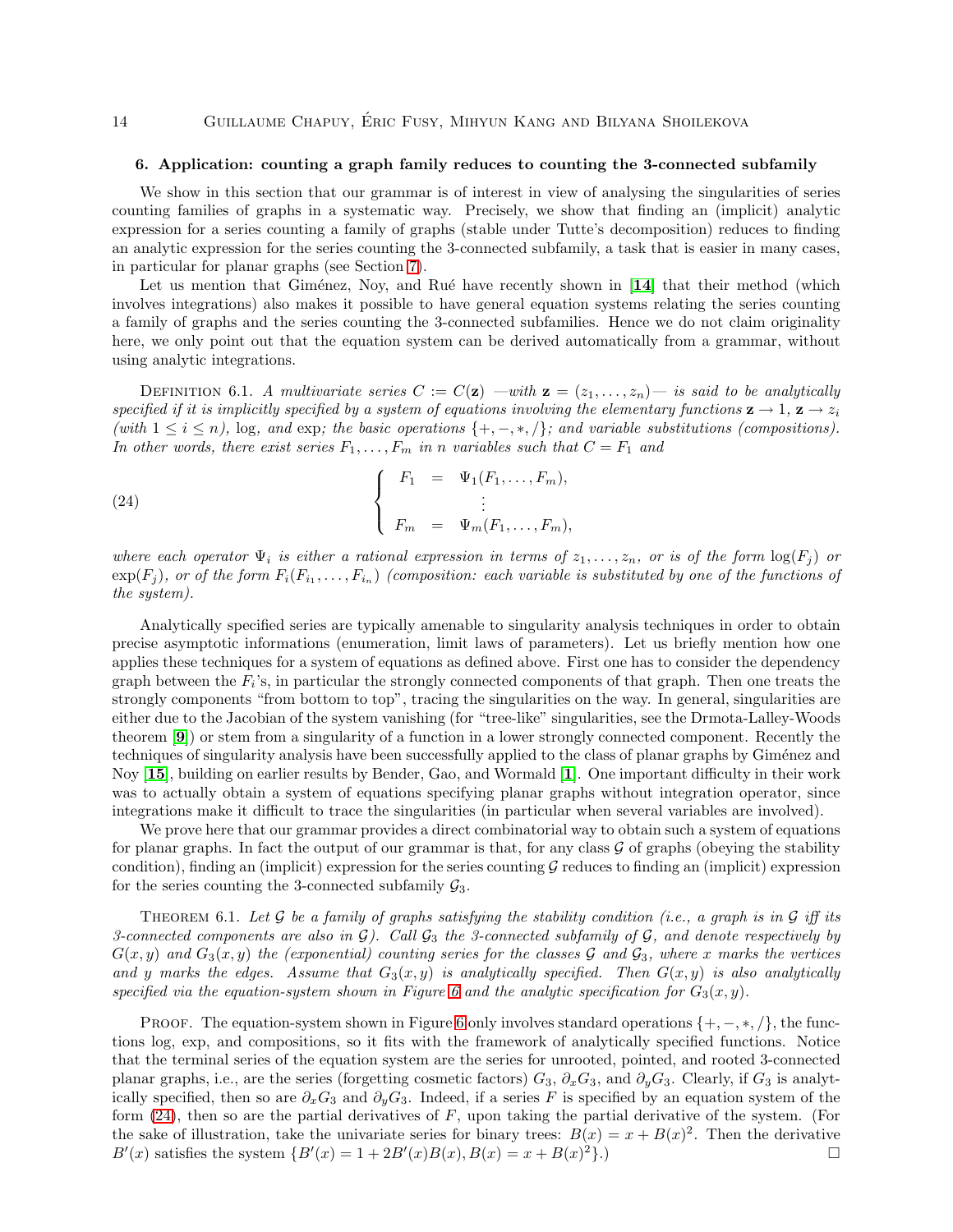## 6. Application: counting a graph family reduces to counting the 3-connected subfamily

We show in this section that our grammar is of interest in view of analysing the singularities of series counting families of graphs in a systematic way. Precisely, we show that finding an (implicit) analytic expression for a series counting a family of graphs (stable under Tutte's decomposition) reduces to finding an analytic expression for the series counting the 3-connected subfamily, a task that is easier in many cases, in particular for planar graphs (see Section 7).

Let us mention that Giménez, Noy, and Rué have recently shown in [**14**] that their method (which involves integrations) also makes it possible to have general equation systems relating the series counting a family of graphs and the series counting the 3-connected subfamilies. Hence we do not claim originality here, we only point out that the equation system can be derived automatically from a grammar, without using analytic integrations.

Definition 6.1. *A multivariate series $C := C(\mathbf{z})$ —with $\mathbf{z} = (z_1, \ldots, z_n)$— is said to be analytically specified if it is implicitly specified by a system of equations involving the elementary functions $\mathbf{z} \to 1$, $\mathbf{z} \to z_i$ (with $1 \leq i \leq n$), $\log$, and $\exp$; the basic operations $\{+, -, *, /\}$; and variable substitutions (compositions). In other words, there exist series $F_1, \ldots, F_m$ in $n$ variables such that $C = F_1$ and*

$$
\left\{
\begin{array}{rcl}
F_1 & = & \Psi_1(F_1, \ldots, F_m), \\
 & \vdots & \\
F_m & = & \Psi_m(F_1, \ldots, F_m),
\end{array}
\right. \tag{24}
$$

*where each operator $\Psi_i$ is either a rational expression in terms of $z_1, \ldots, z_n$, or is of the form $\log(F_j)$ or $\exp(F_j)$, or of the form $F_i(F_{i_1}, \ldots, F_{i_n})$ (composition: each variable is substituted by one of the functions of the system).*

Analytically specified series are typically amenable to singularity analysis techniques in order to obtain precise asymptotic informations (enumeration, limit laws of parameters). Let us briefly mention how one applies these techniques for a system of equations as defined above. First one has to consider the dependency graph between the $F_i$'s, in particular the strongly connected components of that graph. Then one treats the strongly components "from bottom to top", tracing the singularities on the way. In general, singularities are either due to the Jacobian of the system vanishing (for "tree-like" singularities, see the Drmota-Lalley-Woods theorem [**9**]) or stem from a singularity of a function in a lower strongly connected component. Recently the techniques of singularity analysis have been successfully applied to the class of planar graphs by Giménez and Noy [**15**], building on earlier results by Bender, Gao, and Wormald [**1**]. One important difficulty in their work was to actually obtain a system of equations specifying planar graphs without integration operator, since integrations make it difficult to trace the singularities (in particular when several variables are involved).

We prove here that our grammar provides a direct combinatorial way to obtain such a system of equations for planar graphs. In fact the output of our grammar is that, for any class $\mathcal{G}$ of graphs (obeying the stability condition), finding an (implicit) expression for the series counting $\mathcal{G}$ reduces to finding an (implicit) expression for the series counting the 3-connected subfamily $\mathcal{G}_3$.

Theorem 6.1. *Let $\mathcal{G}$ be a family of graphs satisfying the stability condition (i.e., a graph is in $\mathcal{G}$ iff its 3-connected components are also in $\mathcal{G}$). Call $\mathcal{G}_3$ the 3-connected subfamily of $\mathcal{G}$, and denote respectively by $G(x, y)$ and $G_3(x, y)$ the (exponential) counting series for the classes $\mathcal{G}$ and $\mathcal{G}_3$, where $x$ marks the vertices and $y$ marks the edges. Assume that $G_3(x, y)$ is analytically specified. Then $G(x, y)$ is also analytically specified via the equation-system shown in Figure 6 and the analytic specification for $G_3(x, y)$.*

Proof. The equation-system shown in Figure 6 only involves standard operations $\{+, -, *, /\}$, the functions log, exp, and compositions, so it fits with the framework of analytically specified functions. Notice that the terminal series of the equation system are the series for unrooted, pointed, and rooted 3-connected planar graphs, i.e., are the series (forgetting cosmetic factors) $G_3$, $\partial_x G_3$, and $\partial_y G_3$. Clearly, if $G_3$ is analytically specified, then so are $\partial_x G_3$ and $\partial_y G_3$. Indeed, if a series $F$ is specified by an equation system of the form (24), then so are the partial derivatives of $F$, upon taking the partial derivative of the system. (For the sake of illustration, take the univariate series for binary trees: $B(x) = x + B(x)^2$. Then the derivative $B'(x)$ satisfies the system $\{B'(x) = 1 + 2B'(x)B(x), B(x) = x + B(x)^2\}$.) $\square$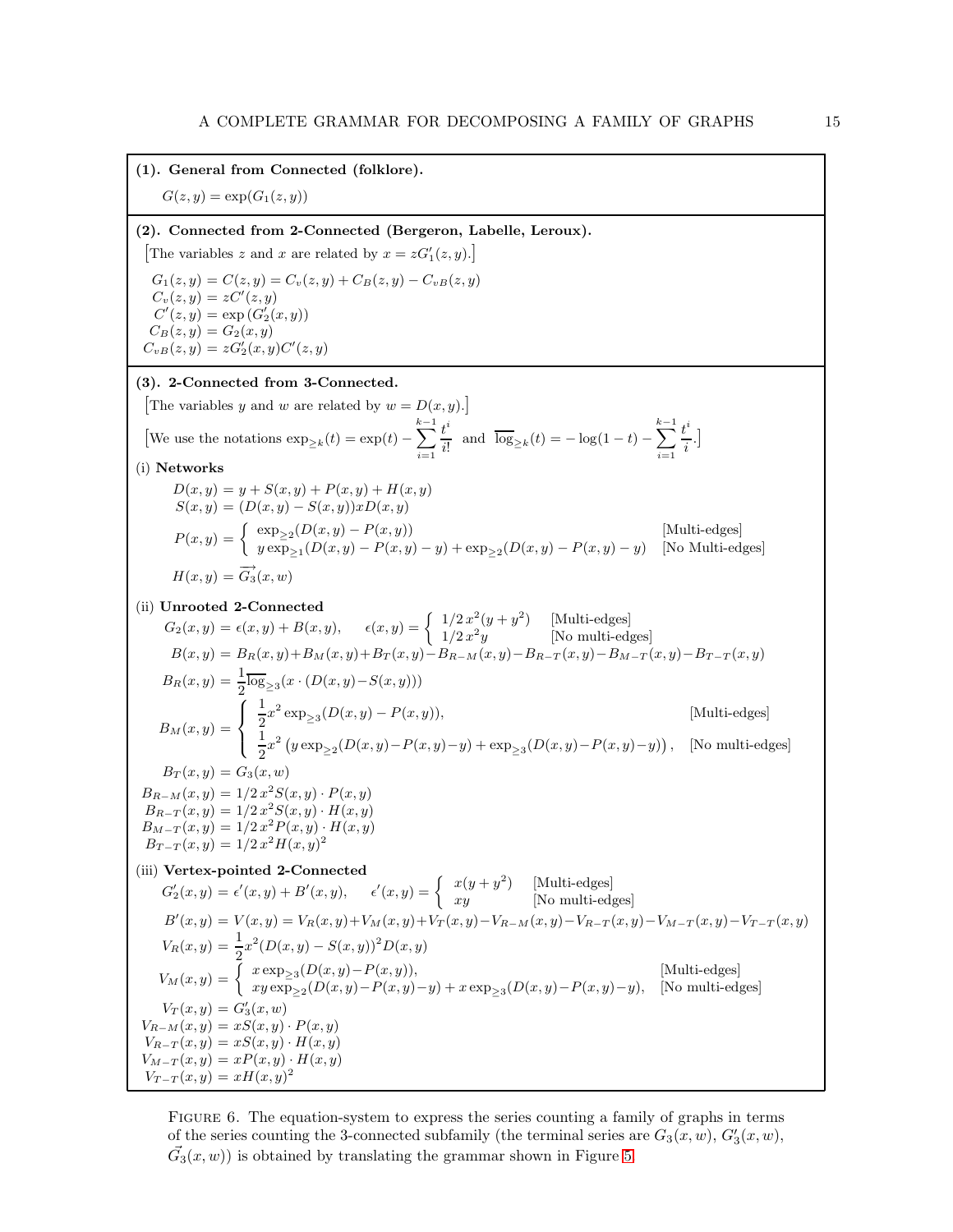**(1). General from Connected (folklore).**

$$G(z,y) = \exp(G_1(z,y))$$

**(2). Connected from 2-Connected (Bergeron, Labelle, Leroux).**

[The variables $z$ and $x$ are related by $x = zG_1'(z,y)$.]

$$\begin{aligned}
G_1(z,y) &= C(z,y) = C_v(z,y) + C_B(z,y) - C_{vB}(z,y)\\
C_v(z,y) &= zC'(z,y)\\
C'(z,y) &= \exp\left(G_2'(x,y)\right)\\
C_B(z,y) &= G_2(x,y)\\
C_{vB}(z,y) &= zG_2'(x,y)C'(z,y)
\end{aligned}$$

**(3). 2-Connected from 3-Connected.**

[The variables $y$ and $w$ are related by $w = D(x,y)$.]

[We use the notations $\exp_{\geq k}(t) = \exp(t) - \sum_{i=1}^{k-1} \frac{t^i}{i!}$ and $\overline{\log}_{\geq k}(t) = -\log(1-t) - \sum_{i=1}^{k-1} \frac{t^i}{i}$.]

(i) **Networks**

$$\begin{aligned}
D(x,y) &= y + S(x,y) + P(x,y) + H(x,y)\\
S(x,y) &= (D(x,y) - S(x,y))xD(x,y)\\
P(x,y) &= \begin{cases} \exp_{\geq 2}(D(x,y) - P(x,y)) & \text{[Multi-edges]}\\ y\exp_{\geq 1}(D(x,y) - P(x,y) - y) + \exp_{\geq 2}(D(x,y) - P(x,y) - y) & \text{[No Multi-edges]}\end{cases}\\
H(x,y) &= \overrightarrow{G_3}(x,w)
\end{aligned}$$

(ii) **Unrooted 2-Connected**

$$G_2(x,y) = \epsilon(x,y) + B(x,y), \qquad \epsilon(x,y) = \begin{cases} 1/2\, x^2(y+y^2) & \text{[Multi-edges]}\\ 1/2\, x^2 y & \text{[No multi-edges]}\end{cases}$$

$$\begin{aligned}
B(x,y) &= B_R(x,y) + B_M(x,y) + B_T(x,y) - B_{R-M}(x,y) - B_{R-T}(x,y) - B_{M-T}(x,y) - B_{T-T}(x,y)\\
B_R(x,y) &= \frac{1}{2}\overline{\log}_{\geq 3}(x \cdot (D(x,y) - S(x,y)))\\
B_M(x,y) &= \begin{cases} \frac{1}{2}x^2 \exp_{\geq 3}(D(x,y) - P(x,y)), & \text{[Multi-edges]}\\ \frac{1}{2}x^2\left(y\exp_{\geq 2}(D(x,y) - P(x,y) - y) + \exp_{\geq 3}(D(x,y) - P(x,y) - y)\right), & \text{[No multi-edges]}\end{cases}\\
B_T(x,y) &= G_3(x,w)\\
B_{R-M}(x,y) &= 1/2\, x^2 S(x,y) \cdot P(x,y)\\
B_{R-T}(x,y) &= 1/2\, x^2 S(x,y) \cdot H(x,y)\\
B_{M-T}(x,y) &= 1/2\, x^2 P(x,y) \cdot H(x,y)\\
B_{T-T}(x,y) &= 1/2\, x^2 H(x,y)^2
\end{aligned}$$

(iii) **Vertex-pointed 2-Connected**

$$G_2'(x,y) = \epsilon'(x,y) + B'(x,y), \qquad \epsilon'(x,y) = \begin{cases} x(y+y^2) & \text{[Multi-edges]}\\ xy & \text{[No multi-edges]}\end{cases}$$

$$\begin{aligned}
B'(x,y) = V(x,y) &= V_R(x,y) + V_M(x,y) + V_T(x,y) - V_{R-M}(x,y) - V_{R-T}(x,y) - V_{M-T}(x,y) - V_{T-T}(x,y)\\
V_R(x,y) &= \frac{1}{2}x^2(D(x,y) - S(x,y))^2 D(x,y)\\
V_M(x,y) &= \begin{cases} x\exp_{\geq 3}(D(x,y) - P(x,y)), & \text{[Multi-edges]}\\ xy\exp_{\geq 2}(D(x,y) - P(x,y) - y) + x\exp_{\geq 3}(D(x,y) - P(x,y) - y), & \text{[No multi-edges]}\end{cases}\\
V_T(x,y) &= G_3'(x,w)\\
V_{R-M}(x,y) &= xS(x,y) \cdot P(x,y)\\
V_{R-T}(x,y) &= xS(x,y) \cdot H(x,y)\\
V_{M-T}(x,y) &= xP(x,y) \cdot H(x,y)\\
V_{T-T}(x,y) &= xH(x,y)^2
\end{aligned}$$

Figure 6. The equation-system to express the series counting a family of graphs in terms of the series counting the 3-connected subfamily (the terminal series are $G_3(x,w)$, $G_3'(x,w)$, $\vec{G_3}(x,w)$) is obtained by translating the grammar shown in Figure 5.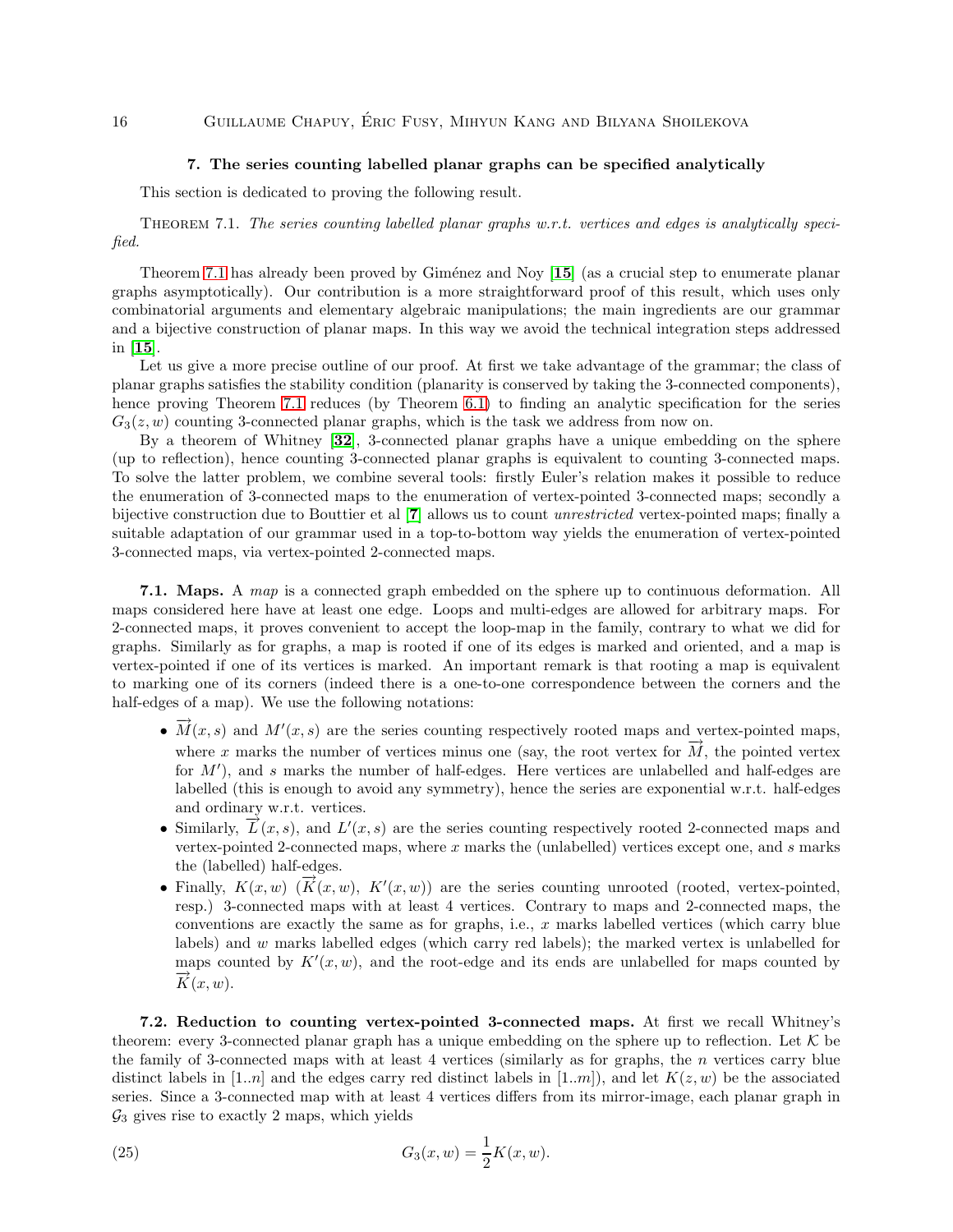## 7. The series counting labelled planar graphs can be specified analytically

This section is dedicated to proving the following result.

Theorem 7.1. *The series counting labelled planar graphs w.r.t. vertices and edges is analytically specified.*

Theorem 7.1 has already been proved by Giménez and Noy [**15**] (as a crucial step to enumerate planar graphs asymptotically). Our contribution is a more straightforward proof of this result, which uses only combinatorial arguments and elementary algebraic manipulations; the main ingredients are our grammar and a bijective construction of planar maps. In this way we avoid the technical integration steps addressed in [**15**].

Let us give a more precise outline of our proof. At first we take advantage of the grammar; the class of planar graphs satisfies the stability condition (planarity is conserved by taking the 3-connected components), hence proving Theorem 7.1 reduces (by Theorem 6.1) to finding an analytic specification for the series $G_3(z,w)$ counting 3-connected planar graphs, which is the task we address from now on.

By a theorem of Whitney [**32**], 3-connected planar graphs have a unique embedding on the sphere (up to reflection), hence counting 3-connected planar graphs is equivalent to counting 3-connected maps. To solve the latter problem, we combine several tools: firstly Euler's relation makes it possible to reduce the enumeration of 3-connected maps to the enumeration of vertex-pointed 3-connected maps; secondly a bijective construction due to Bouttier et al [**7**] allows us to count *unrestricted* vertex-pointed maps; finally a suitable adaptation of our grammar used in a top-to-bottom way yields the enumeration of vertex-pointed 3-connected maps, via vertex-pointed 2-connected maps.

**7.1. Maps.** A *map* is a connected graph embedded on the sphere up to continuous deformation. All maps considered here have at least one edge. Loops and multi-edges are allowed for arbitrary maps. For 2-connected maps, it proves convenient to accept the loop-map in the family, contrary to what we did for graphs. Similarly as for graphs, a map is rooted if one of its edges is marked and oriented, and a map is vertex-pointed if one of its vertices is marked. An important remark is that rooting a map is equivalent to marking one of its corners (indeed there is a one-to-one correspondence between the corners and the half-edges of a map). We use the following notations:

- $\overrightarrow{M}(x,s)$ and $M'(x,s)$ are the series counting respectively rooted maps and vertex-pointed maps, where $x$ marks the number of vertices minus one (say, the root vertex for $\overrightarrow{M}$, the pointed vertex for $M'$), and $s$ marks the number of half-edges. Here vertices are unlabelled and half-edges are labelled (this is enough to avoid any symmetry), hence the series are exponential w.r.t. half-edges and ordinary w.r.t. vertices.
- Similarly, $\overrightarrow{L}(x,s)$, and $L'(x,s)$ are the series counting respectively rooted 2-connected maps and vertex-pointed 2-connected maps, where $x$ marks the (unlabelled) vertices except one, and $s$ marks the (labelled) half-edges.
- Finally, $K(x,w)$ ($\overrightarrow{K}(x,w)$, $K'(x,w)$) are the series counting unrooted (rooted, vertex-pointed, resp.) 3-connected maps with at least 4 vertices. Contrary to maps and 2-connected maps, the conventions are exactly the same as for graphs, i.e., $x$ marks labelled vertices (which carry blue labels) and $w$ marks labelled edges (which carry red labels); the marked vertex is unlabelled for maps counted by $K'(x,w)$, and the root-edge and its ends are unlabelled for maps counted by $\overrightarrow{K}(x,w)$.

**7.2. Reduction to counting vertex-pointed 3-connected maps.** At first we recall Whitney's theorem: every 3-connected planar graph has a unique embedding on the sphere up to reflection. Let $\mathcal{K}$ be the family of 3-connected maps with at least 4 vertices (similarly as for graphs, the $n$ vertices carry blue distinct labels in $[1..n]$ and the edges carry red distinct labels in $[1..m]$), and let $K(z,w)$ be the associated series. Since a 3-connected map with at least 4 vertices differs from its mirror-image, each planar graph in $\mathcal{G}_3$ gives rise to exactly 2 maps, which yields

$$G_3(x,w) = \frac{1}{2}K(x,w). \tag{25}$$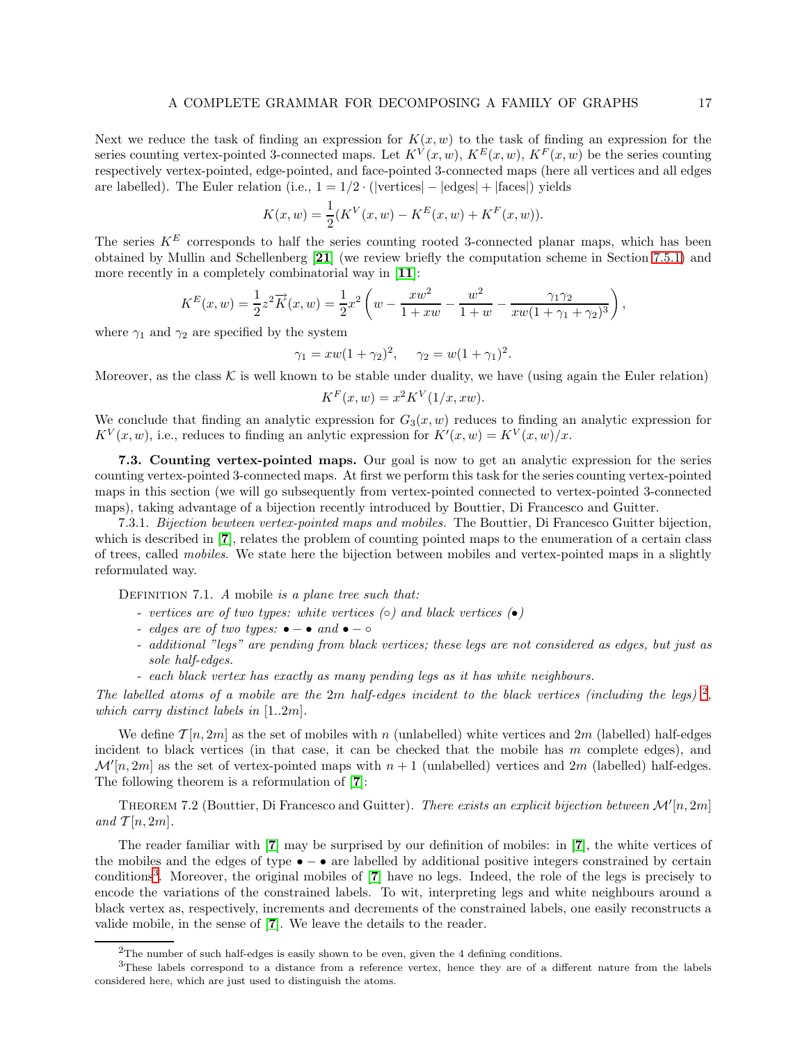Next we reduce the task of finding an expression for $K(x, w)$ to the task of finding an expression for the series counting vertex-pointed 3-connected maps. Let $K^V(x, w)$, $K^E(x, w)$, $K^F(x, w)$ be the series counting respectively vertex-pointed, edge-pointed, and face-pointed 3-connected maps (here all vertices and all edges are labelled). The Euler relation (i.e., $1 = 1/2 \cdot (|\text{vertices}| - |\text{edges}| + |\text{faces}|)$ yields

$$K(x, w) = \frac{1}{2}(K^V(x, w) - K^E(x, w) + K^F(x, w)).$$

The series $K^E$ corresponds to half the series counting rooted 3-connected planar maps, which has been obtained by Mullin and Schellenberg [**21**] (we review briefly the computation scheme in Section 7.5.1) and more recently in a completely combinatorial way in [**11**]:

$$K^E(x, w) = \frac{1}{2}z^2\overrightarrow{K}(x, w) = \frac{1}{2}x^2\left(w - \frac{xw^2}{1 + xw} - \frac{w^2}{1 + w} - \frac{\gamma_1\gamma_2}{xw(1 + \gamma_1 + \gamma_2)^3}\right),$$

where $\gamma_1$ and $\gamma_2$ are specified by the system

$$\gamma_1 = xw(1 + \gamma_2)^2, \qquad \gamma_2 = w(1 + \gamma_1)^2.$$

Moreover, as the class $\mathcal{K}$ is well known to be stable under duality, we have (using again the Euler relation)

$$K^F(x, w) = x^2 K^V(1/x, xw).$$

We conclude that finding an analytic expression for $G_3(x, w)$ reduces to finding an analytic expression for $K^V(x, w)$, i.e., reduces to finding an anlytic expression for $K'(x, w) = K^V(x, w)/x$.

**7.3. Counting vertex-pointed maps.** Our goal is now to get an analytic expression for the series counting vertex-pointed 3-connected maps. At first we perform this task for the series counting vertex-pointed maps in this section (we will go subsequently from vertex-pointed connected to vertex-pointed 3-connected maps), taking advantage of a bijection recently introduced by Bouttier, Di Francesco and Guitter.

7.3.1. *Bijection bewteen vertex-pointed maps and mobiles.* The Bouttier, Di Francesco Guitter bijection, which is described in [**7**], relates the problem of counting pointed maps to the enumeration of a certain class of trees, called *mobiles*. We state here the bijection between mobiles and vertex-pointed maps in a slightly reformulated way.

Definition 7.1. *A* mobile *is a plane tree such that:*

- *vertices are of two types: white vertices (○) and black vertices (●)*
- *edges are of two types: ● − ● and ● − ○*
- *additional "legs" are pending from black vertices; these legs are not considered as edges, but just as sole half-edges.*
- *each black vertex has exactly as many pending legs as it has white neighbours.*

*The labelled atoms of a mobile are the $2m$ half-edges incident to the black vertices (including the legs)* [2], *which carry distinct labels in* $[1..2m]$.

We define $\mathcal{T}[n, 2m]$ as the set of mobiles with $n$ (unlabelled) white vertices and $2m$ (labelled) half-edges incident to black vertices (in that case, it can be checked that the mobile has $m$ complete edges), and $\mathcal{M}'[n, 2m]$ as the set of vertex-pointed maps with $n+1$ (unlabelled) vertices and $2m$ (labelled) half-edges. The following theorem is a reformulation of [**7**]:

Theorem 7.2 (Bouttier, Di Francesco and Guitter). *There exists an explicit bijection between $\mathcal{M}'[n, 2m]$ and $\mathcal{T}[n, 2m]$.*

The reader familiar with [**7**] may be surprised by our definition of mobiles: in [**7**], the white vertices of the mobiles and the edges of type ● − ● are labelled by additional positive integers constrained by certain conditions[3]. Moreover, the original mobiles of [**7**] have no legs. Indeed, the role of the legs is precisely to encode the variations of the constrained labels. To wit, interpreting legs and white neighbours around a black vertex as, respectively, increments and decrements of the constrained labels, one easily reconstructs a valide mobile, in the sense of [**7**]. We leave the details to the reader.

[2] The number of such half-edges is easily shown to be even, given the 4 defining conditions.

[3] These labels correspond to a distance from a reference vertex, hence they are of a different nature from the labels considered here, which are just used to distinguish the atoms.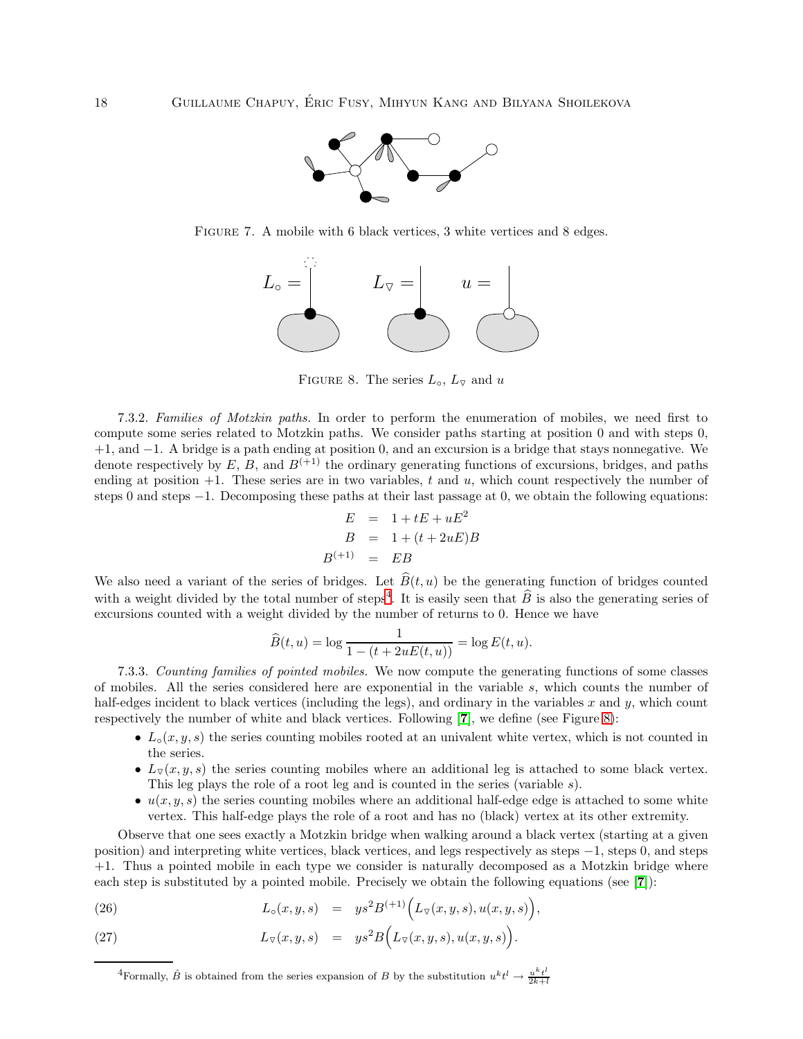FIGURE 7. A mobile with 6 black vertices, 3 white vertices and 8 edges.

FIGURE 8. The series $L_\circ$, $L_\triangledown$ and $u$

7.3.2. *Families of Motzkin paths.* In order to perform the enumeration of mobiles, we need first to compute some series related to Motzkin paths. We consider paths starting at position 0 and with steps 0, +1, and −1. A bridge is a path ending at position 0, and an excursion is a bridge that stays nonnegative. We denote respectively by $E$, $B$, and $B^{(+1)}$ the ordinary generating functions of excursions, bridges, and paths ending at position +1. These series are in two variables, $t$ and $u$, which count respectively the number of steps 0 and steps −1. Decomposing these paths at their last passage at 0, we obtain the following equations:

$$
\begin{aligned}
E &= 1 + tE + uE^2\\
B &= 1 + (t + 2uE)B\\
B^{(+1)} &= EB
\end{aligned}
$$

We also need a variant of the series of bridges. Let $\widehat{B}(t,u)$ be the generating function of bridges counted with a weight divided by the total number of steps[4]. It is easily seen that $\widehat{B}$ is also the generating series of excursions counted with a weight divided by the number of returns to 0. Hence we have

$$
\widehat{B}(t,u) = \log \frac{1}{1-(t+2uE(t,u))} = \log E(t,u).
$$

7.3.3. *Counting families of pointed mobiles.* We now compute the generating functions of some classes of mobiles. All the series considered here are exponential in the variable $s$, which counts the number of half-edges incident to black vertices (including the legs), and ordinary in the variables $x$ and $y$, which count respectively the number of white and black vertices. Following [7], we define (see Figure 8):

- $L_\circ(x,y,s)$ the series counting mobiles rooted at an univalent white vertex, which is not counted in the series.
- $L_\triangledown(x,y,s)$ the series counting mobiles where an additional leg is attached to some black vertex. This leg plays the role of a root leg and is counted in the series (variable $s$).
- $u(x,y,s)$ the series counting mobiles where an additional half-edge is attached to some white vertex. This half-edge plays the role of a root and has no (black) vertex at its other extremity.

Observe that one sees exactly a Motzkin bridge when walking around a black vertex (starting at a given position) and interpreting white vertices, black vertices, and legs respectively as steps −1, steps 0, and steps +1. Thus a pointed mobile in each type we consider is naturally decomposed as a Motzkin bridge where each step is substituted by a pointed mobile. Precisely we obtain the following equations (see [7]):

$$
L_\circ(x,y,s) = ys^2 B^{(+1)}\Big(L_\triangledown(x,y,s), u(x,y,s)\Big), \tag{26}
$$

$$
L_\triangledown(x,y,s) = ys^2 B\Big(L_\triangledown(x,y,s), u(x,y,s)\Big). \tag{27}
$$

[4]Formally, $\hat{B}$ is obtained from the series expansion of $B$ by the substitution $u^k t^l \to \frac{u^k t^l}{2k+l}$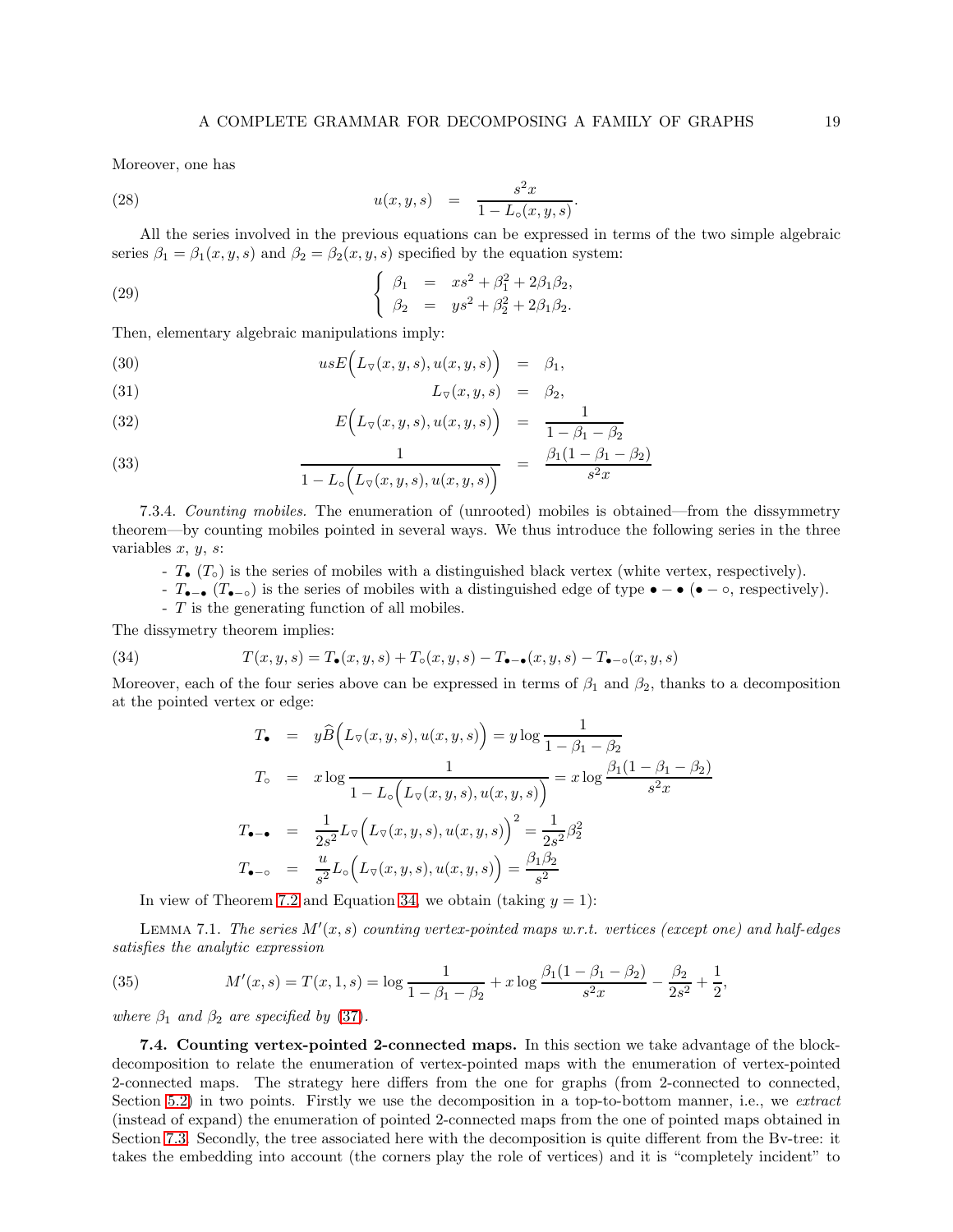Moreover, one has

$$u(x,y,s) \quad = \quad \frac{s^2 x}{1 - L_\circ(x,y,s)}. \tag{28}$$

All the series involved in the previous equations can be expressed in terms of the two simple algebraic series $\beta_1 = \beta_1(x,y,s)$ and $\beta_2 = \beta_2(x,y,s)$ specified by the equation system:

$$\left\{ \begin{array}{lcl} \beta_1 & = & xs^2 + \beta_1^2 + 2\beta_1\beta_2, \\ \beta_2 & = & ys^2 + \beta_2^2 + 2\beta_1\beta_2. \end{array} \right. \tag{29}$$

Then, elementary algebraic manipulations imply:

$$usE\Big(L_\triangledown(x,y,s), u(x,y,s)\Big) \quad = \quad \beta_1, \tag{30}$$

$$L_\triangledown(x,y,s) \quad = \quad \beta_2, \tag{31}$$

$$E\Big(L_\triangledown(x,y,s), u(x,y,s)\Big) \quad = \quad \frac{1}{1-\beta_1-\beta_2} \tag{32}$$

$$\frac{1}{1 - L_\circ\Big(L_\triangledown(x,y,s), u(x,y,s)\Big)} \quad = \quad \frac{\beta_1(1-\beta_1-\beta_2)}{s^2 x} \tag{33}$$

7.3.4. *Counting mobiles.* The enumeration of (unrooted) mobiles is obtained—from the dissymmetry theorem—by counting mobiles pointed in several ways. We thus introduce the following series in the three variables $x$, $y$, $s$:

- $T_\bullet$ ($T_\circ$) is the series of mobiles with a distinguished black vertex (white vertex, respectively).
- $T_{\bullet-\bullet}$ ($T_{\bullet-\circ}$) is the series of mobiles with a distinguished edge of type $\bullet - \bullet$ ($\bullet - \circ$, respectively).
- $T$ is the generating function of all mobiles.

The dissymetry theorem implies:

$$T(x,y,s) = T_\bullet(x,y,s) + T_\circ(x,y,s) - T_{\bullet-\bullet}(x,y,s) - T_{\bullet-\circ}(x,y,s) \tag{34}$$

Moreover, each of the four series above can be expressed in terms of $\beta_1$ and $\beta_2$, thanks to a decomposition at the pointed vertex or edge:

$$\begin{array}{lcl} T_\bullet & = & y\widehat{B}\Big(L_\triangledown(x,y,s), u(x,y,s)\Big) = y \log \dfrac{1}{1-\beta_1-\beta_2} \\ T_\circ & = & x \log \dfrac{1}{1 - L_\circ\Big(L_\triangledown(x,y,s), u(x,y,s)\Big)} = x \log \dfrac{\beta_1(1-\beta_1-\beta_2)}{s^2 x} \\ T_{\bullet-\bullet} & = & \dfrac{1}{2s^2} L_\triangledown\Big(L_\triangledown(x,y,s), u(x,y,s)\Big)^2 = \dfrac{1}{2s^2}\beta_2^2 \\ T_{\bullet-\circ} & = & \dfrac{u}{s^2} L_\circ\Big(L_\triangledown(x,y,s), u(x,y,s)\Big) = \dfrac{\beta_1\beta_2}{s^2} \end{array}$$

In view of Theorem 7.2 and Equation 34, we obtain (taking $y=1$):

Lemma 7.1. *The series $M'(x,s)$ counting vertex-pointed maps w.r.t. vertices (except one) and half-edges satisfies the analytic expression*

$$M'(x,s) = T(x,1,s) = \log \frac{1}{1-\beta_1-\beta_2} + x \log \frac{\beta_1(1-\beta_1-\beta_2)}{s^2 x} - \frac{\beta_2}{2s^2} + \frac{1}{2}, \tag{35}$$

*where $\beta_1$ and $\beta_2$ are specified by* (37).

**7.4. Counting vertex-pointed 2-connected maps.** In this section we take advantage of the block-decomposition to relate the enumeration of vertex-pointed maps with the enumeration of vertex-pointed 2-connected maps. The strategy here differs from the one for graphs (from 2-connected to connected, Section 5.2) in two points. Firstly we use the decomposition in a top-to-bottom manner, i.e., we *extract* (instead of expand) the enumeration of pointed 2-connected maps from the one of pointed maps obtained in Section 7.3. Secondly, the tree associated here with the decomposition is quite different from the Bv-tree: it takes the embedding into account (the corners play the role of vertices) and it is "completely incident" to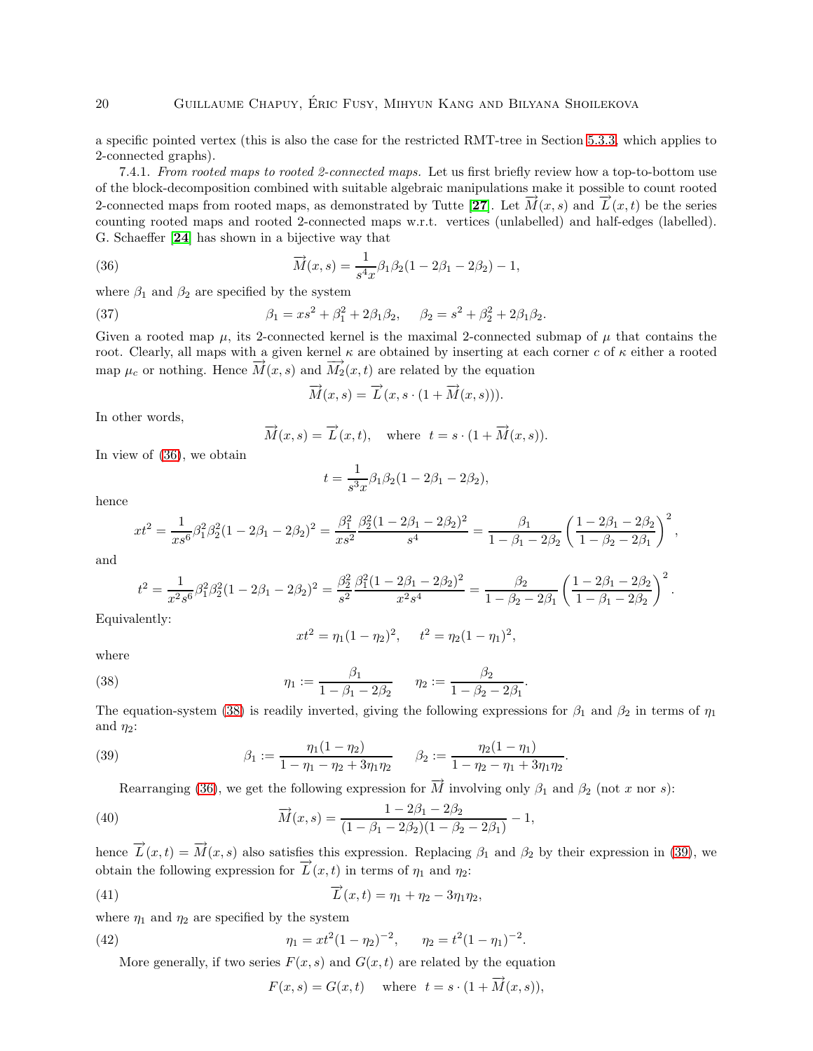a specific pointed vertex (this is also the case for the restricted RMT-tree in Section 5.3.3, which applies to 2-connected graphs).

7.4.1. *From rooted maps to rooted 2-connected maps.* Let us first briefly review how a top-to-bottom use of the block-decomposition combined with suitable algebraic manipulations make it possible to count rooted 2-connected maps from rooted maps, as demonstrated by Tutte [**27**]. Let $\overrightarrow{M}(x,s)$ and $\overrightarrow{L}(x,t)$ be the series counting rooted maps and rooted 2-connected maps w.r.t. vertices (unlabelled) and half-edges (labelled). G. Schaeffer [**24**] has shown in a bijective way that

$$\overrightarrow{M}(x,s) = \frac{1}{s^4 x}\beta_1\beta_2(1-2\beta_1-2\beta_2) - 1, \tag{36}$$

where $\beta_1$ and $\beta_2$ are specified by the system

$$\beta_1 = xs^2 + \beta_1^2 + 2\beta_1\beta_2, \quad \beta_2 = s^2 + \beta_2^2 + 2\beta_1\beta_2. \tag{37}$$

Given a rooted map $\mu$, its 2-connected kernel is the maximal 2-connected submap of $\mu$ that contains the root. Clearly, all maps with a given kernel $\kappa$ are obtained by inserting at each corner $c$ of $\kappa$ either a rooted map $\mu_c$ or nothing. Hence $\overrightarrow{M}(x,s)$ and $\overrightarrow{M_2}(x,t)$ are related by the equation

$$\overrightarrow{M}(x,s) = \overrightarrow{L}(x, s\cdot(1+\overrightarrow{M}(x,s))).$$

In other words,

$$\overrightarrow{M}(x,s) = \overrightarrow{L}(x,t), \quad \text{where } \ t = s\cdot(1+\overrightarrow{M}(x,s)).$$

In view of (36), we obtain

$$t = \frac{1}{s^3 x}\beta_1\beta_2(1-2\beta_1-2\beta_2),$$

hence

$$xt^2 = \frac{1}{xs^6}\beta_1^2\beta_2^2(1-2\beta_1-2\beta_2)^2 = \frac{\beta_1^2}{xs^2}\frac{\beta_2^2(1-2\beta_1-2\beta_2)^2}{s^4} = \frac{\beta_1}{1-\beta_1-2\beta_2}\left(\frac{1-2\beta_1-2\beta_2}{1-\beta_2-2\beta_1}\right)^2,$$

and

$$t^2 = \frac{1}{x^2s^6}\beta_1^2\beta_2^2(1-2\beta_1-2\beta_2)^2 = \frac{\beta_2^2}{s^2}\frac{\beta_1^2(1-2\beta_1-2\beta_2)^2}{x^2s^4} = \frac{\beta_2}{1-\beta_2-2\beta_1}\left(\frac{1-2\beta_1-2\beta_2}{1-\beta_1-2\beta_2}\right)^2.$$

Equivalently:

$$xt^2 = \eta_1(1-\eta_2)^2, \quad t^2 = \eta_2(1-\eta_1)^2,$$

where

$$\eta_1 := \frac{\beta_1}{1-\beta_1-2\beta_2} \qquad \eta_2 := \frac{\beta_2}{1-\beta_2-2\beta_1}. \tag{38}$$

The equation-system (38) is readily inverted, giving the following expressions for $\beta_1$ and $\beta_2$ in terms of $\eta_1$ and $\eta_2$:

$$\beta_1 := \frac{\eta_1(1-\eta_2)}{1-\eta_1-\eta_2+3\eta_1\eta_2} \qquad \beta_2 := \frac{\eta_2(1-\eta_1)}{1-\eta_2-\eta_1+3\eta_1\eta_2}. \tag{39}$$

Rearranging (36), we get the following expression for $\overrightarrow{M}$ involving only $\beta_1$ and $\beta_2$ (not $x$ nor $s$):

$$\overrightarrow{M}(x,s) = \frac{1-2\beta_1-2\beta_2}{(1-\beta_1-2\beta_2)(1-\beta_2-2\beta_1)} - 1, \tag{40}$$

hence $\overrightarrow{L}(x,t) = \overrightarrow{M}(x,s)$ also satisfies this expression. Replacing $\beta_1$ and $\beta_2$ by their expression in (39), we obtain the following expression for $\overrightarrow{L}(x,t)$ in terms of $\eta_1$ and $\eta_2$:

$$\overrightarrow{L}(x,t) = \eta_1 + \eta_2 - 3\eta_1\eta_2, \tag{41}$$

where $\eta_1$ and $\eta_2$ are specified by the system

$$\eta_1 = xt^2(1-\eta_2)^{-2}, \qquad \eta_2 = t^2(1-\eta_1)^{-2}. \tag{42}$$

More generally, if two series $F(x,s)$ and $G(x,t)$ are related by the equation

$$F(x,s) = G(x,t) \quad \text{ where } \ t = s\cdot(1+\overrightarrow{M}(x,s)),$$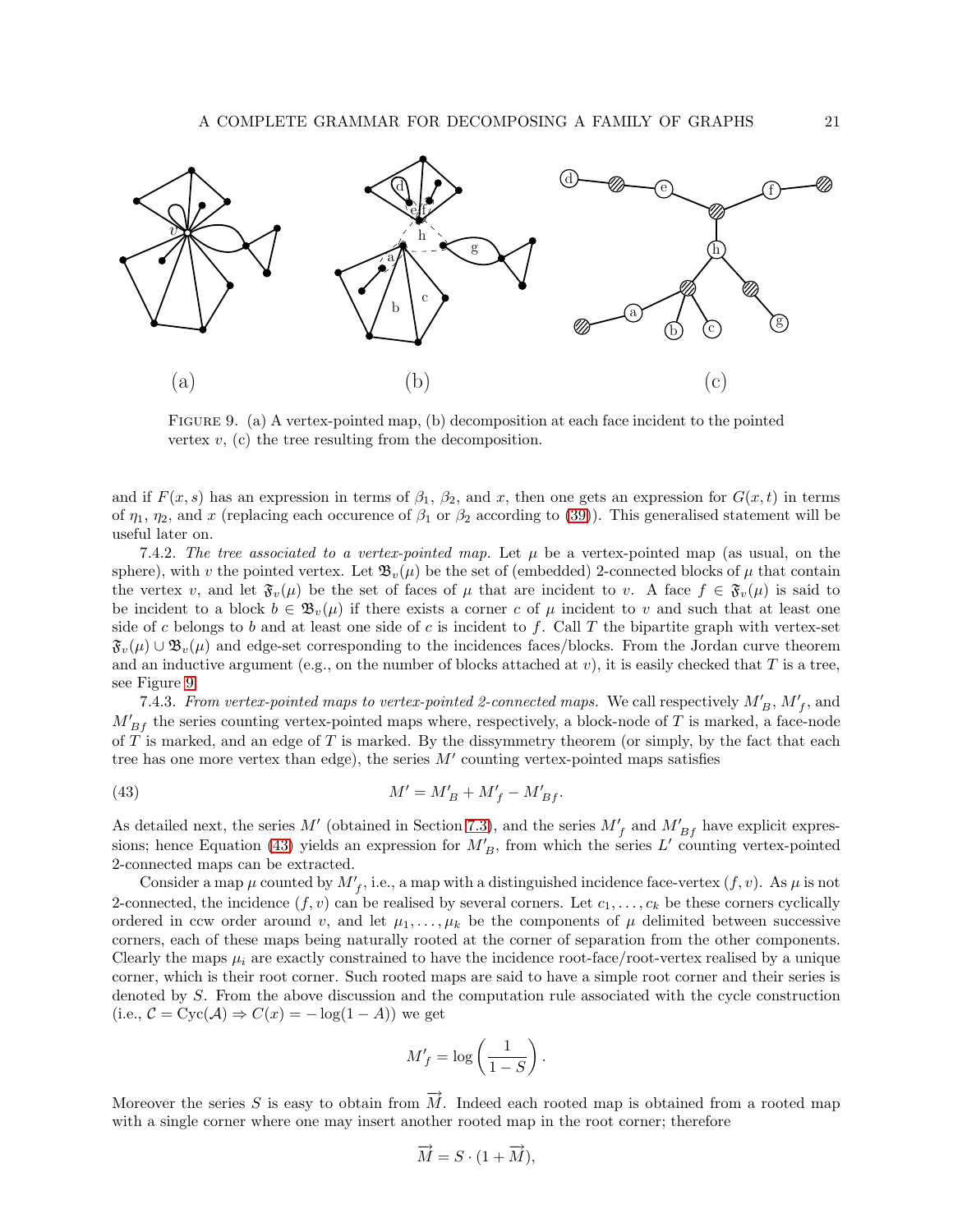FIGURE 9. (a) A vertex-pointed map, (b) decomposition at each face incident to the pointed vertex $v$, (c) the tree resulting from the decomposition.

and if $F(x,s)$ has an expression in terms of $\beta_1$, $\beta_2$, and $x$, then one gets an expression for $G(x,t)$ in terms of $\eta_1$, $\eta_2$, and $x$ (replacing each occurence of $\beta_1$ or $\beta_2$ according to (39)). This generalised statement will be useful later on.

7.4.2. *The tree associated to a vertex-pointed map.* Let $\mu$ be a vertex-pointed map (as usual, on the sphere), with $v$ the pointed vertex. Let $\mathfrak{B}_v(\mu)$ be the set of (embedded) 2-connected blocks of $\mu$ that contain the vertex $v$, and let $\mathfrak{F}_v(\mu)$ be the set of faces of $\mu$ that are incident to $v$. A face $f \in \mathfrak{F}_v(\mu)$ is said to be incident to a block $b \in \mathfrak{B}_v(\mu)$ if there exists a corner $c$ of $\mu$ incident to $v$ and such that at least one side of $c$ belongs to $b$ and at least one side of $c$ is incident to $f$. Call $T$ the bipartite graph with vertex-set $\mathfrak{F}_v(\mu) \cup \mathfrak{B}_v(\mu)$ and edge-set corresponding to the incidences faces/blocks. From the Jordan curve theorem and an inductive argument (e.g., on the number of blocks attached at $v$), it is easily checked that $T$ is a tree, see Figure 9.

7.4.3. *From vertex-pointed maps to vertex-pointed 2-connected maps.* We call respectively $M'_B$, $M'_f$, and $M'_{Bf}$ the series counting vertex-pointed maps where, respectively, a block-node of $T$ is marked, a face-node of $T$ is marked, and an edge of $T$ is marked. By the dissymmetry theorem (or simply, by the fact that each tree has one more vertex than edge), the series $M'$ counting vertex-pointed maps satisfies

$$M' = M'_B + M'_f - M'_{Bf}. \tag{43}$$

As detailed next, the series $M'$ (obtained in Section 7.3), and the series $M'_f$ and $M'_{Bf}$ have explicit expressions; hence Equation (43) yields an expression for $M'_B$, from which the series $L'$ counting vertex-pointed 2-connected maps can be extracted.

Consider a map $\mu$ counted by $M'_f$, i.e., a map with a distinguished incidence face-vertex $(f,v)$. As $\mu$ is not 2-connected, the incidence $(f,v)$ can be realised by several corners. Let $c_1,\ldots,c_k$ be these corners cyclically ordered in ccw order around $v$, and let $\mu_1,\ldots,\mu_k$ be the components of $\mu$ delimited between successive corners, each of these maps being naturally rooted at the corner of separation from the other components. Clearly the maps $\mu_i$ are exactly constrained to have the incidence root-face/root-vertex realised by a unique corner, which is their root corner. Such rooted maps are said to have a simple root corner and their series is denoted by $S$. From the above discussion and the computation rule associated with the cycle construction (i.e., $\mathcal{C} = \mathrm{Cyc}(\mathcal{A}) \Rightarrow C(x) = -\log(1-A)$) we get

$$M'_f = \log\left(\frac{1}{1-S}\right).$$

Moreover the series $S$ is easy to obtain from $\overrightarrow{M}$. Indeed each rooted map is obtained from a rooted map with a single corner where one may insert another rooted map in the root corner; therefore

$$\overrightarrow{M} = S \cdot (1 + \overrightarrow{M}),$$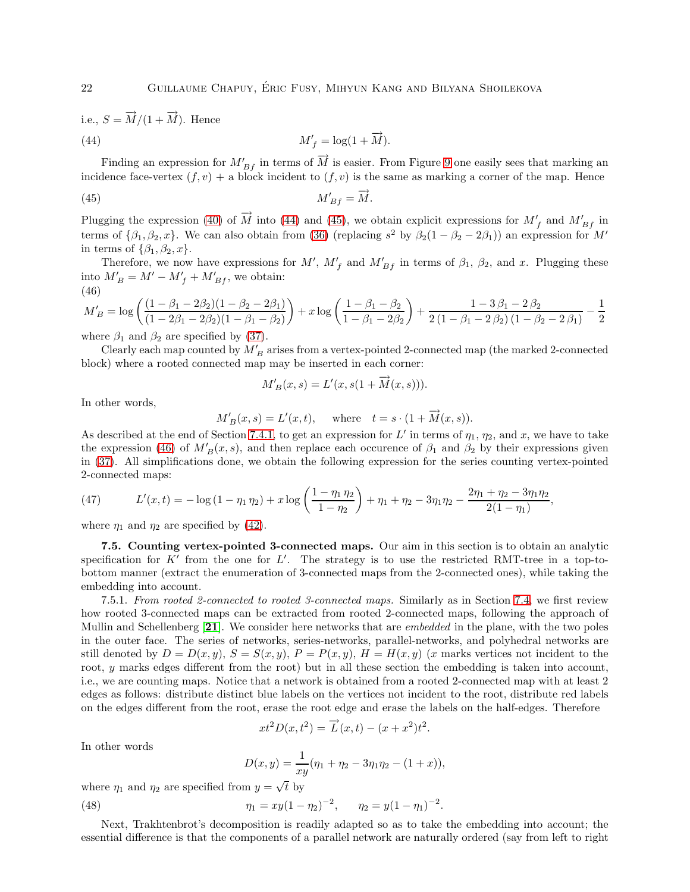i.e., $S = \overrightarrow{M}/(1+\overrightarrow{M})$. Hence

$$M'_f = \log(1+\overrightarrow{M}). \tag{44}$$

Finding an expression for $M'_{Bf}$ in terms of $\overrightarrow{M}$ is easier. From Figure 9 one easily sees that marking an incidence face-vertex $(f,v)$ + a block incident to $(f,v)$ is the same as marking a corner of the map. Hence

$$M'_{Bf} = \overrightarrow{M}. \tag{45}$$

Plugging the expression (40) of $\overrightarrow{M}$ into (44) and (45), we obtain explicit expressions for $M'_f$ and $M'_{Bf}$ in terms of $\{\beta_1, \beta_2, x\}$. We can also obtain from (36) (replacing $s^2$ by $\beta_2(1-\beta_2-2\beta_1)$) an expression for $M'$ in terms of $\{\beta_1, \beta_2, x\}$.

Therefore, we now have expressions for $M'$, $M'_f$ and $M'_{Bf}$ in terms of $\beta_1$, $\beta_2$, and $x$. Plugging these into $M'_B = M' - M'_f + M'_{Bf}$, we obtain:

$$M'_B = \log\left(\frac{(1-\beta_1-2\beta_2)(1-\beta_2-2\beta_1)}{(1-2\beta_1-2\beta_2)(1-\beta_1-\beta_2)}\right) + x\log\left(\frac{1-\beta_1-\beta_2}{1-\beta_1-2\beta_2}\right) + \frac{1-3\,\beta_1-2\,\beta_2}{2\,(1-\beta_1-2\,\beta_2)\,(1-\beta_2-2\,\beta_1)} - \frac{1}{2} \tag{46}$$

where $\beta_1$ and $\beta_2$ are specified by (37).

Clearly each map counted by $M'_B$ arises from a vertex-pointed 2-connected map (the marked 2-connected block) where a rooted connected map may be inserted in each corner:

$$M'_B(x,s) = L'(x, s(1+\overrightarrow{M}(x,s))).$$

In other words,

$$M'_B(x,s) = L'(x,t), \quad \text{ where } \quad t = s\cdot(1+\overrightarrow{M}(x,s)).$$

As described at the end of Section 7.4.1, to get an expression for $L'$ in terms of $\eta_1$, $\eta_2$, and $x$, we have to take the expression (46) of $M'_B(x,s)$, and then replace each occurence of $\beta_1$ and $\beta_2$ by their expressions given in (37). All simplifications done, we obtain the following expression for the series counting vertex-pointed 2-connected maps:

$$L'(x,t) = -\log(1-\eta_1\,\eta_2) + x\log\left(\frac{1-\eta_1\,\eta_2}{1-\eta_2}\right) + \eta_1 + \eta_2 - 3\eta_1\eta_2 - \frac{2\eta_1+\eta_2-3\eta_1\eta_2}{2(1-\eta_1)}, \tag{47}$$

where $\eta_1$ and $\eta_2$ are specified by (42).

**7.5. Counting vertex-pointed 3-connected maps.** Our aim in this section is to obtain an analytic specification for $K'$ from the one for $L'$. The strategy is to use the restricted RMT-tree in a top-to-bottom manner (extract the enumeration of 3-connected maps from the 2-connected ones), while taking the embedding into account.

7.5.1. *From rooted 2-connected to rooted 3-connected maps.* Similarly as in Section 7.4, we first review how rooted 3-connected maps can be extracted from rooted 2-connected maps, following the approach of Mullin and Schellenberg [**21**]. We consider here networks that are *embedded* in the plane, with the two poles in the outer face. The series of networks, series-networks, parallel-networks, and polyhedral networks are still denoted by $D = D(x,y)$, $S = S(x,y)$, $P = P(x,y)$, $H = H(x,y)$ ($x$ marks vertices not incident to the root, $y$ marks edges different from the root) but in all these section the embedding is taken into account, i.e., we are counting maps. Notice that a network is obtained from a rooted 2-connected map with at least 2 edges as follows: distribute distinct blue labels on the vertices not incident to the root, distribute red labels on the edges different from the root, erase the root edge and erase the labels on the half-edges. Therefore

$$xt^2 D(x,t^2) = \overrightarrow{L}(x,t) - (x+x^2)t^2.$$

In other words

$$D(x,y) = \frac{1}{xy}(\eta_1+\eta_2-3\eta_1\eta_2-(1+x)),$$

where $\eta_1$ and $\eta_2$ are specified from $y=\sqrt{t}$ by

$$\eta_1 = xy(1-\eta_2)^{-2}, \qquad \eta_2 = y(1-\eta_1)^{-2}. \tag{48}$$

Next, Trakhtenbrot's decomposition is readily adapted so as to take the embedding into account; the essential difference is that the components of a parallel network are naturally ordered (say from left to right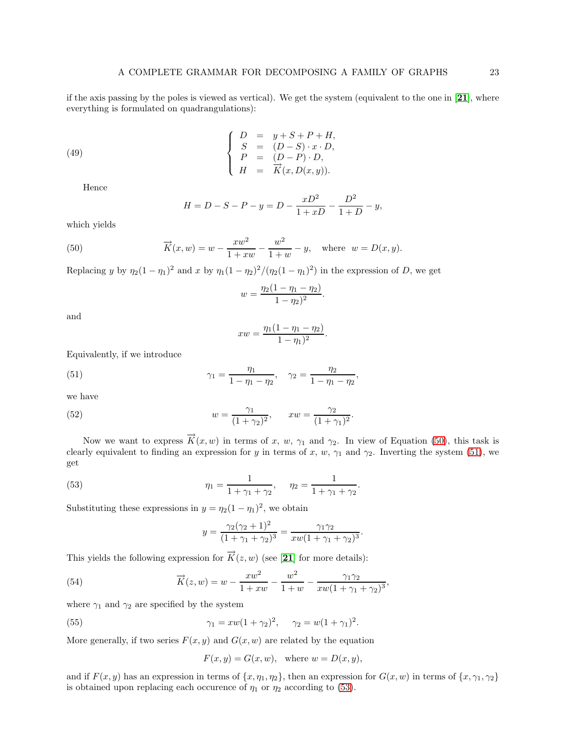if the axis passing by the poles is viewed as vertical). We get the system (equivalent to the one in [21], where everything is formulated on quadrangulations):

$$
\left\{
\begin{array}{rcl}
D &=& y + S + P + H, \\
S &=& (D - S) \cdot x \cdot D, \\
P &=& (D - P) \cdot D, \\
H &=& \overrightarrow{K}(x, D(x, y)).
\end{array}
\right.
\tag{49}
$$

Hence

$$
H = D - S - P - y = D - \frac{xD^2}{1 + xD} - \frac{D^2}{1 + D} - y,
$$

which yields

$$
\overrightarrow{K}(x, w) = w - \frac{xw^2}{1 + xw} - \frac{w^2}{1 + w} - y, \quad \text{where } \; w = D(x, y).
\tag{50}
$$

Replacing $y$ by $\eta_2(1 - \eta_1)^2$ and $x$ by $\eta_1(1 - \eta_2)^2/(\eta_2(1 - \eta_1)^2)$ in the expression of $D$, we get

$$
w = \frac{\eta_2(1 - \eta_1 - \eta_2)}{1 - \eta_2)^2}.
$$

and

$$
xw = \frac{\eta_1(1 - \eta_1 - \eta_2)}{1 - \eta_1)^2}.
$$

Equivalently, if we introduce

$$
\gamma_1 = \frac{\eta_1}{1 - \eta_1 - \eta_2}, \quad \gamma_2 = \frac{\eta_2}{1 - \eta_1 - \eta_2},
\tag{51}
$$

we have

$$
w = \frac{\gamma_1}{(1 + \gamma_2)^2}, \qquad xw = \frac{\gamma_2}{(1 + \gamma_1)^2}.
\tag{52}
$$

Now we want to express $\overrightarrow{K}(x, w)$ in terms of $x$, $w$, $\gamma_1$ and $\gamma_2$. In view of Equation (50), this task is clearly equivalent to finding an expression for $y$ in terms of $x$, $w$, $\gamma_1$ and $\gamma_2$. Inverting the system (51), we get

$$
\eta_1 = \frac{1}{1 + \gamma_1 + \gamma_2}, \qquad \eta_2 = \frac{1}{1 + \gamma_1 + \gamma_2}.
\tag{53}
$$

Substituting these expressions in $y = \eta_2(1 - \eta_1)^2$, we obtain

$$
y = \frac{\gamma_2(\gamma_2 + 1)^2}{(1 + \gamma_1 + \gamma_2)^3} = \frac{\gamma_1\gamma_2}{xw(1 + \gamma_1 + \gamma_2)^3}.
$$

This yields the following expression for $\overrightarrow{K}(z, w)$ (see [21] for more details):

$$
\overrightarrow{K}(z, w) = w - \frac{xw^2}{1 + xw} - \frac{w^2}{1 + w} - \frac{\gamma_1\gamma_2}{xw(1 + \gamma_1 + \gamma_2)^3},
\tag{54}
$$

where $\gamma_1$ and $\gamma_2$ are specified by the system

$$
\gamma_1 = xw(1 + \gamma_2)^2, \qquad \gamma_2 = w(1 + \gamma_1)^2.
\tag{55}
$$

More generally, if two series $F(x, y)$ and $G(x, w)$ are related by the equation

$$
F(x, y) = G(x, w), \quad \text{where } w = D(x, y),
$$

and if $F(x, y)$ has an expression in terms of $\{x, \eta_1, \eta_2\}$, then an expression for $G(x, w)$ in terms of $\{x, \gamma_1, \gamma_2\}$ is obtained upon replacing each occurence of $\eta_1$ or $\eta_2$ according to (53).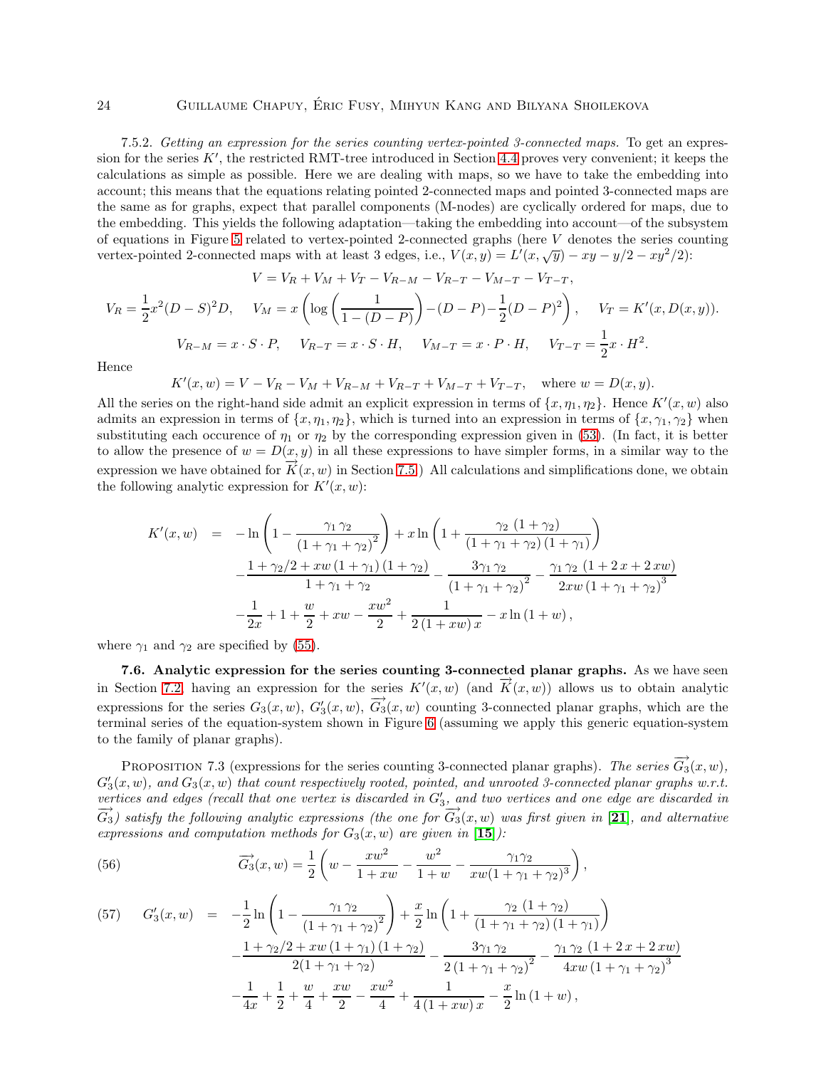7.5.2. *Getting an expression for the series counting vertex-pointed 3-connected maps.* To get an expression for the series $K'$, the restricted RMT-tree introduced in Section 4.4 proves very convenient; it keeps the calculations as simple as possible. Here we are dealing with maps, so we have to take the embedding into account; this means that the equations relating pointed 2-connected maps and pointed 3-connected maps are the same as for graphs, expect that parallel components (M-nodes) are cyclically ordered for maps, due to the embedding. This yields the following adaptation—taking the embedding into account—of the subsystem of equations in Figure 5 related to vertex-pointed 2-connected graphs (here $V$ denotes the series counting vertex-pointed 2-connected maps with at least 3 edges, i.e., $V(x,y) = L'(x,\sqrt{y}) - xy - y/2 - xy^2/2$):

$$V = V_R + V_M + V_T - V_{R-M} - V_{R-T} - V_{M-T} - V_{T-T},$$

$$V_R = \frac{1}{2}x^2(D-S)^2 D, \quad V_M = x\left(\log\left(\frac{1}{1-(D-P)}\right) - (D-P) - \frac{1}{2}(D-P)^2\right), \quad V_T = K'(x, D(x,y)).$$

$$V_{R-M} = x\cdot S\cdot P, \quad V_{R-T} = x\cdot S\cdot H, \quad V_{M-T} = x\cdot P\cdot H, \quad V_{T-T} = \frac{1}{2}x\cdot H^2.$$

Hence

$$K'(x,w) = V - V_R - V_M + V_{R-M} + V_{R-T} + V_{M-T} + V_{T-T}, \quad \text{where } w = D(x,y).$$

All the series on the right-hand side admit an explicit expression in terms of $\{x,\eta_1,\eta_2\}$. Hence $K'(x,w)$ also admits an expression in terms of $\{x,\eta_1,\eta_2\}$, which is turned into an expression in terms of $\{x,\gamma_1,\gamma_2\}$ when substituting each occurence of $\eta_1$ or $\eta_2$ by the corresponding expression given in (53). (In fact, it is better to allow the presence of $w = D(x,y)$ in all these expressions to have simpler forms, in a similar way to the expression we have obtained for $\overrightarrow{K}(x,w)$ in Section 7.5.) All calculations and simplifications done, we obtain the following analytic expression for $K'(x,w)$:

$$\begin{aligned}
K'(x,w) \;=\; & -\ln\left(1 - \frac{\gamma_1\,\gamma_2}{(1+\gamma_1+\gamma_2)^2}\right) + x\ln\left(1 + \frac{\gamma_2\,(1+\gamma_2)}{(1+\gamma_1+\gamma_2)\,(1+\gamma_1)}\right) \\
& - \frac{1+\gamma_2/2 + xw\,(1+\gamma_1)\,(1+\gamma_2)}{1+\gamma_1+\gamma_2} - \frac{3\gamma_1\,\gamma_2}{(1+\gamma_1+\gamma_2)^2} - \frac{\gamma_1\,\gamma_2\,(1+2\,x+2\,xw)}{2xw\,(1+\gamma_1+\gamma_2)^3} \\
& - \frac{1}{2x} + 1 + \frac{w}{2} + xw - \frac{xw^2}{2} + \frac{1}{2\,(1+xw)\,x} - x\ln(1+w),
\end{aligned}$$

where $\gamma_1$ and $\gamma_2$ are specified by (55).

**7.6. Analytic expression for the series counting 3-connected planar graphs.** As we have seen in Section 7.2, having an expression for the series $K'(x,w)$ (and $\overrightarrow{K}(x,w)$) allows us to obtain analytic expressions for the series $G_3(x,w)$, $G_3'(x,w)$, $\overrightarrow{G_3}(x,w)$ counting 3-connected planar graphs, which are the terminal series of the equation-system shown in Figure 6 (assuming we apply this generic equation-system to the family of planar graphs).

Proposition 7.3 (expressions for the series counting 3-connected planar graphs). *The series $\overrightarrow{G_3}(x,w)$, $G_3'(x,w)$, and $G_3(x,w)$ that count respectively rooted, pointed, and unrooted 3-connected planar graphs w.r.t. vertices and edges (recall that one vertex is discarded in $G_3'$, and two vertices and one edge are discarded in $\overrightarrow{G_3}$) satisfy the following analytic expressions (the one for $\overrightarrow{G_3}(x,w)$ was first given in [21], and alternative expressions and computation methods for $G_3(x,w)$ are given in [15]):*

$$\overrightarrow{G_3}(x,w) = \frac{1}{2}\left(w - \frac{xw^2}{1+xw} - \frac{w^2}{1+w} - \frac{\gamma_1\gamma_2}{xw(1+\gamma_1+\gamma_2)^3}\right), \tag{56}$$

$$\begin{aligned}
G_3'(x,w) \;=\; & -\frac{1}{2}\ln\left(1 - \frac{\gamma_1\,\gamma_2}{(1+\gamma_1+\gamma_2)^2}\right) + \frac{x}{2}\ln\left(1 + \frac{\gamma_2\,(1+\gamma_2)}{(1+\gamma_1+\gamma_2)\,(1+\gamma_1)}\right) \\
& - \frac{1+\gamma_2/2 + xw\,(1+\gamma_1)\,(1+\gamma_2)}{2(1+\gamma_1+\gamma_2)} - \frac{3\gamma_1\,\gamma_2}{2\,(1+\gamma_1+\gamma_2)^2} - \frac{\gamma_1\,\gamma_2\,(1+2\,x+2\,xw)}{4xw\,(1+\gamma_1+\gamma_2)^3} \\
& - \frac{1}{4x} + \frac{1}{2} + \frac{w}{4} + \frac{xw}{2} - \frac{xw^2}{4} + \frac{1}{4\,(1+xw)\,x} - \frac{x}{2}\ln(1+w),
\end{aligned} \tag{57}$$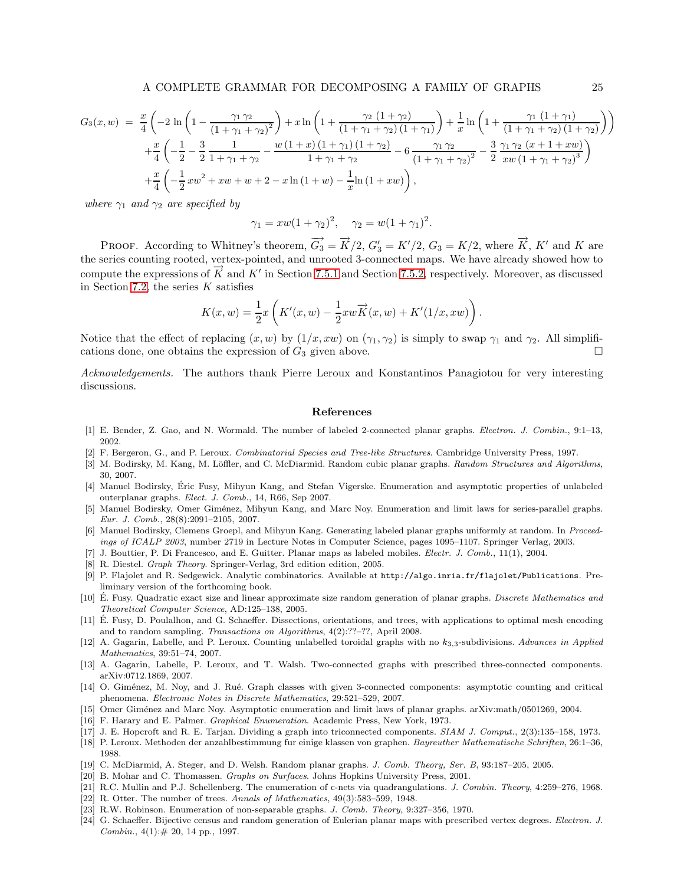$$
\begin{aligned}
G_3(x,w) \;=\; & \frac{x}{4}\left(-2\,\ln\left(1-\frac{\gamma_1\,\gamma_2}{(1+\gamma_1+\gamma_2)^2}\right)+x\ln\left(1+\frac{\gamma_2\,(1+\gamma_2)}{(1+\gamma_1+\gamma_2)\,(1+\gamma_1)}\right)+\frac{1}{x}\ln\left(1+\frac{\gamma_1\,(1+\gamma_1)}{(1+\gamma_1+\gamma_2)\,(1+\gamma_2)}\right)\right)\\
&+\frac{x}{4}\left(-\frac{1}{2}-\frac{3}{2}\,\frac{1}{1+\gamma_1+\gamma_2}-\frac{w\,(1+x)\,(1+\gamma_1)\,(1+\gamma_2)}{1+\gamma_1+\gamma_2}-6\,\frac{\gamma_1\,\gamma_2}{(1+\gamma_1+\gamma_2)^2}-\frac{3}{2}\,\frac{\gamma_1\,\gamma_2\,(x+1+xw)}{xw\,(1+\gamma_1+\gamma_2)^3}\right)\\
&+\frac{x}{4}\left(-\frac{1}{2}xw^2+xw+w+2-x\ln(1+w)-\frac{1}{x}\ln(1+xw)\right),
\end{aligned}
$$

*where $\gamma_1$ and $\gamma_2$ are specified by*

$$
\gamma_1 = xw(1+\gamma_2)^2, \quad \gamma_2 = w(1+\gamma_1)^2.
$$

Proof. According to Whitney's theorem, $\overrightarrow{G_3} = \overrightarrow{K}/2$, $G_3' = K'/2$, $G_3 = K/2$, where $\overrightarrow{K}$, $K'$ and $K$ are the series counting rooted, vertex-pointed, and unrooted 3-connected maps. We have already showed how to compute the expressions of $\overrightarrow{K}$ and $K'$ in Section 7.5.1 and Section 7.5.2, respectively. Moreover, as discussed in Section 7.2, the series $K$ satisfies

$$
K(x,w) = \frac{1}{2}x\left(K'(x,w) - \frac{1}{2}xw\overrightarrow{K}(x,w) + K'(1/x,xw)\right).
$$

Notice that the effect of replacing $(x,w)$ by $(1/x,xw)$ on $(\gamma_1,\gamma_2)$ is simply to swap $\gamma_1$ and $\gamma_2$. All simplifications done, one obtains the expression of $G_3$ given above. □

*Acknowledgements.* The authors thank Pierre Leroux and Konstantinos Panagiotou for very interesting discussions.

## References

[1] E. Bender, Z. Gao, and N. Wormald. The number of labeled 2-connected planar graphs. *Electron. J. Combin.*, 9:1–13, 2002.

[2] F. Bergeron, G., and P. Leroux. *Combinatorial Species and Tree-like Structures*. Cambridge University Press, 1997.

[3] M. Bodirsky, M. Kang, M. Löffler, and C. McDiarmid. Random cubic planar graphs. *Random Structures and Algorithms*, 30, 2007.

[4] Manuel Bodirsky, Éric Fusy, Mihyun Kang, and Stefan Vigerske. Enumeration and asymptotic properties of unlabeled outerplanar graphs. *Elect. J. Comb.*, 14, R66, Sep 2007.

[5] Manuel Bodirsky, Omer Giménez, Mihyun Kang, and Marc Noy. Enumeration and limit laws for series-parallel graphs. *Eur. J. Comb.*, 28(8):2091–2105, 2007.

[6] Manuel Bodirsky, Clemens Groepl, and Mihyun Kang. Generating labeled planar graphs uniformly at random. In *Proceedings of ICALP 2003*, number 2719 in Lecture Notes in Computer Science, pages 1095–1107. Springer Verlag, 2003.

[7] J. Bouttier, P. Di Francesco, and E. Guitter. Planar maps as labeled mobiles. *Electr. J. Comb.*, 11(1), 2004.

[8] R. Diestel. *Graph Theory*. Springer-Verlag, 3rd edition edition, 2005.

[9] P. Flajolet and R. Sedgewick. Analytic combinatorics. Available at `http://algo.inria.fr/flajolet/Publications`. Preliminary version of the forthcoming book.

[10] É. Fusy. Quadratic exact size and linear approximate size random generation of planar graphs. *Discrete Mathematics and Theoretical Computer Science*, AD:125–138, 2005.

[11] É. Fusy, D. Poulalhon, and G. Schaeffer. Dissections, orientations, and trees, with applications to optimal mesh encoding and to random sampling. *Transactions on Algorithms*, 4(2):??–??, April 2008.

[12] A. Gagarin, Labelle, and P. Leroux. Counting unlabelled toroidal graphs with no $k_{3,3}$-subdivisions. *Advances in Applied Mathematics*, 39:51–74, 2007.

[13] A. Gagarin, Labelle, P. Leroux, and T. Walsh. Two-connected graphs with prescribed three-connected components. arXiv:0712.1869, 2007.

[14] O. Giménez, M. Noy, and J. Rué. Graph classes with given 3-connected components: asymptotic counting and critical phenomena. *Electronic Notes in Discrete Mathematics*, 29:521–529, 2007.

[15] Omer Giménez and Marc Noy. Asymptotic enumeration and limit laws of planar graphs. arXiv:math/0501269, 2004.

[16] F. Harary and E. Palmer. *Graphical Enumeration*. Academic Press, New York, 1973.

[17] J. E. Hopcroft and R. E. Tarjan. Dividing a graph into triconnected components. *SIAM J. Comput.*, 2(3):135–158, 1973.

[18] P. Leroux. Methoden der anzahlbestimmung fur einige klassen von graphen. *Bayreuther Mathematische Schriften*, 26:1–36, 1988.

[19] C. McDiarmid, A. Steger, and D. Welsh. Random planar graphs. *J. Comb. Theory, Ser. B*, 93:187–205, 2005.

[20] B. Mohar and C. Thomassen. *Graphs on Surfaces*. Johns Hopkins University Press, 2001.

[21] R.C. Mullin and P.J. Schellenberg. The enumeration of c-nets via quadrangulations. *J. Combin. Theory*, 4:259–276, 1968.

[22] R. Otter. The number of trees. *Annals of Mathematics*, 49(3):583–599, 1948.

[23] R.W. Robinson. Enumeration of non-separable graphs. *J. Comb. Theory*, 9:327–356, 1970.

[24] G. Schaeffer. Bijective census and random generation of Eulerian planar maps with prescribed vertex degrees. *Electron. J. Combin.*, 4(1):# 20, 14 pp., 1997.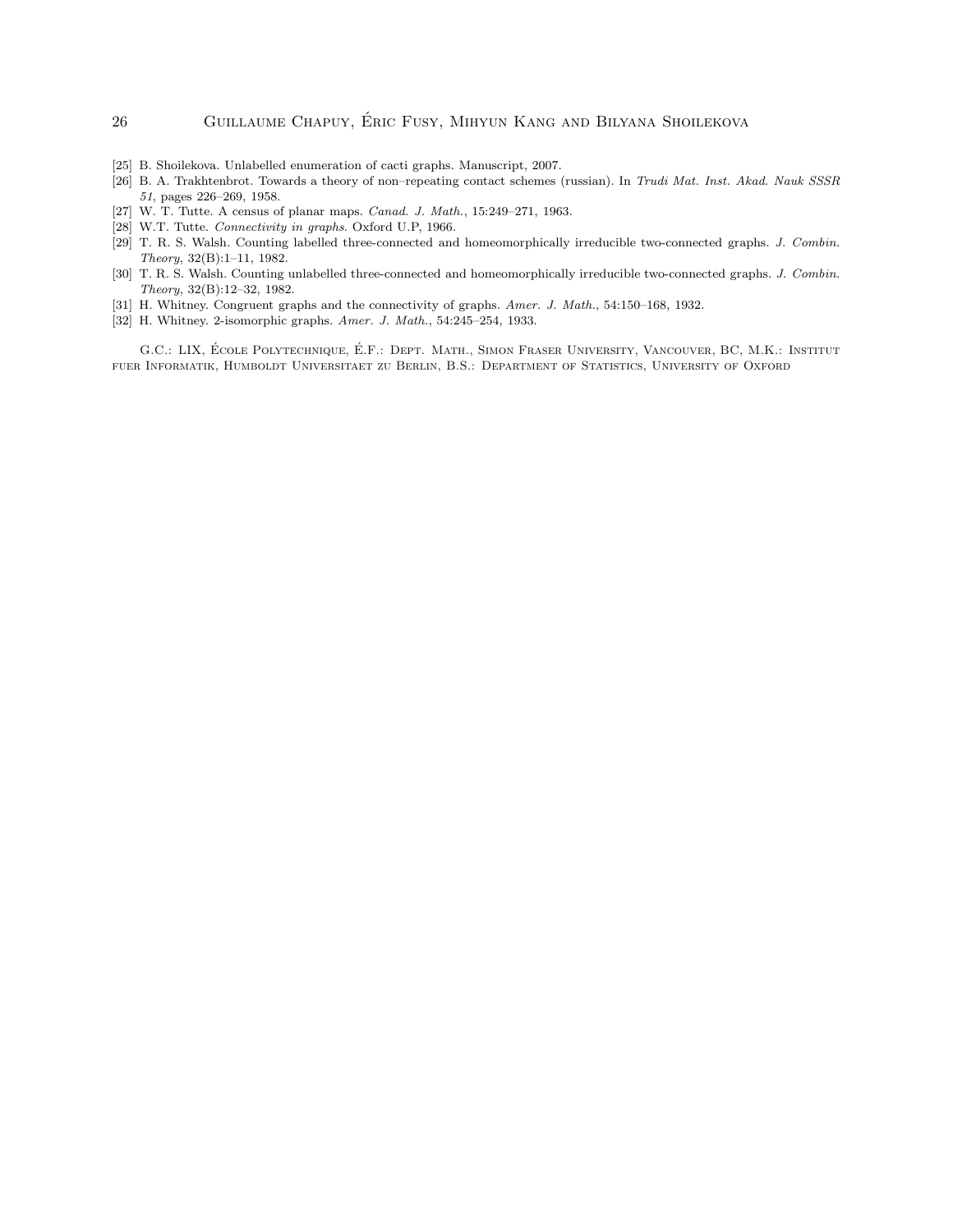[25] B. Shoilekova. Unlabelled enumeration of cacti graphs. Manuscript, 2007.

[26] B. A. Trakhtenbrot. Towards a theory of non–repeating contact schemes (russian). In *Trudi Mat. Inst. Akad. Nauk SSSR 51*, pages 226–269, 1958.

[27] W. T. Tutte. A census of planar maps. *Canad. J. Math.*, 15:249–271, 1963.

[28] W.T. Tutte. *Connectivity in graphs*. Oxford U.P, 1966.

[29] T. R. S. Walsh. Counting labelled three-connected and homeomorphically irreducible two-connected graphs. *J. Combin. Theory*, 32(B):1–11, 1982.

[30] T. R. S. Walsh. Counting unlabelled three-connected and homeomorphically irreducible two-connected graphs. *J. Combin. Theory*, 32(B):12–32, 1982.

[31] H. Whitney. Congruent graphs and the connectivity of graphs. *Amer. J. Math.*, 54:150–168, 1932.

[32] H. Whitney. 2-isomorphic graphs. *Amer. J. Math.*, 54:245–254, 1933.

G.C.: LIX, École Polytechnique, É.F.: Dept. Math., Simon Fraser University, Vancouver, BC, M.K.: Institut fuer Informatik, Humboldt Universitaet zu Berlin, B.S.: Department of Statistics, University of Oxford